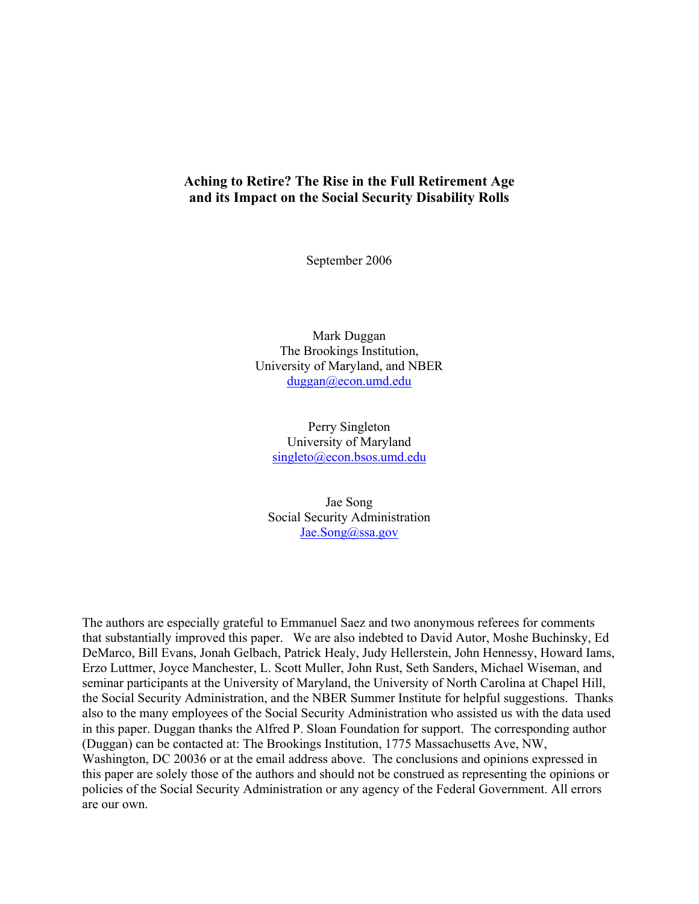# Aching to Retire? The Rise in the Full Retirement Age and its Impact on the Social Security Disability Rolls

September 2006

Mark Duggan
The Brookings Institution,
University of Maryland, and NBER
duggan@econ.umd.edu

Perry Singleton
University of Maryland
singleto@econ.bsos.umd.edu

Jae Song
Social Security Administration
Jae.Song@ssa.gov

The authors are especially grateful to Emmanuel Saez and two anonymous referees for comments that substantially improved this paper. We are also indebted to David Autor, Moshe Buchinsky, Ed DeMarco, Bill Evans, Jonah Gelbach, Patrick Healy, Judy Hellerstein, John Hennessy, Howard Iams, Erzo Luttmer, Joyce Manchester, L. Scott Muller, John Rust, Seth Sanders, Michael Wiseman, and seminar participants at the University of Maryland, the University of North Carolina at Chapel Hill, the Social Security Administration, and the NBER Summer Institute for helpful suggestions. Thanks also to the many employees of the Social Security Administration who assisted us with the data used in this paper. Duggan thanks the Alfred P. Sloan Foundation for support. The corresponding author (Duggan) can be contacted at: The Brookings Institution, 1775 Massachusetts Ave, NW, Washington, DC 20036 or at the email address above. The conclusions and opinions expressed in this paper are solely those of the authors and should not be construed as representing the opinions or policies of the Social Security Administration or any agency of the Federal Government. All errors are our own.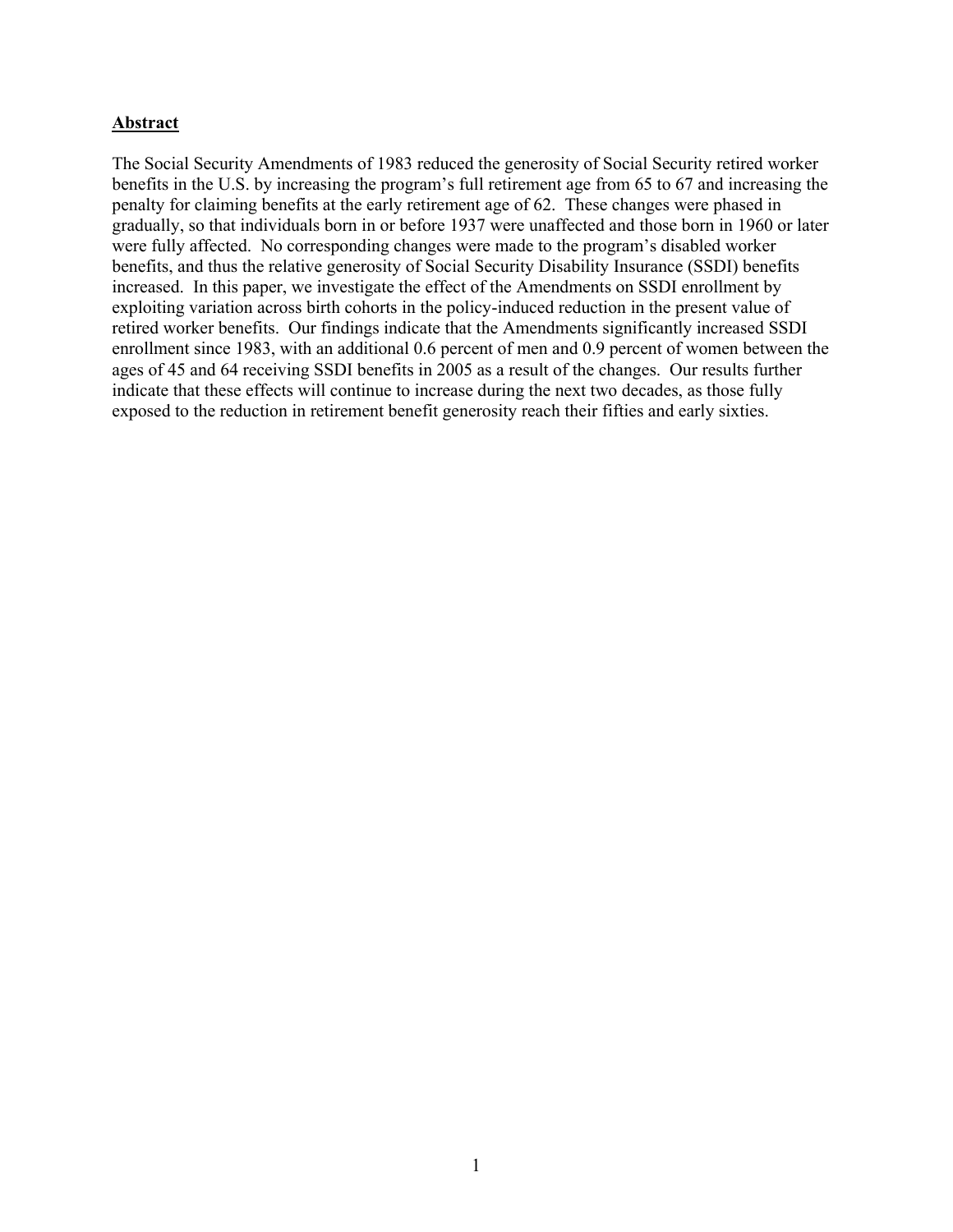## Abstract

The Social Security Amendments of 1983 reduced the generosity of Social Security retired worker benefits in the U.S. by increasing the program's full retirement age from 65 to 67 and increasing the penalty for claiming benefits at the early retirement age of 62. These changes were phased in gradually, so that individuals born in or before 1937 were unaffected and those born in 1960 or later were fully affected. No corresponding changes were made to the program's disabled worker benefits, and thus the relative generosity of Social Security Disability Insurance (SSDI) benefits increased. In this paper, we investigate the effect of the Amendments on SSDI enrollment by exploiting variation across birth cohorts in the policy-induced reduction in the present value of retired worker benefits. Our findings indicate that the Amendments significantly increased SSDI enrollment since 1983, with an additional 0.6 percent of men and 0.9 percent of women between the ages of 45 and 64 receiving SSDI benefits in 2005 as a result of the changes. Our results further indicate that these effects will continue to increase during the next two decades, as those fully exposed to the reduction in retirement benefit generosity reach their fifties and early sixties.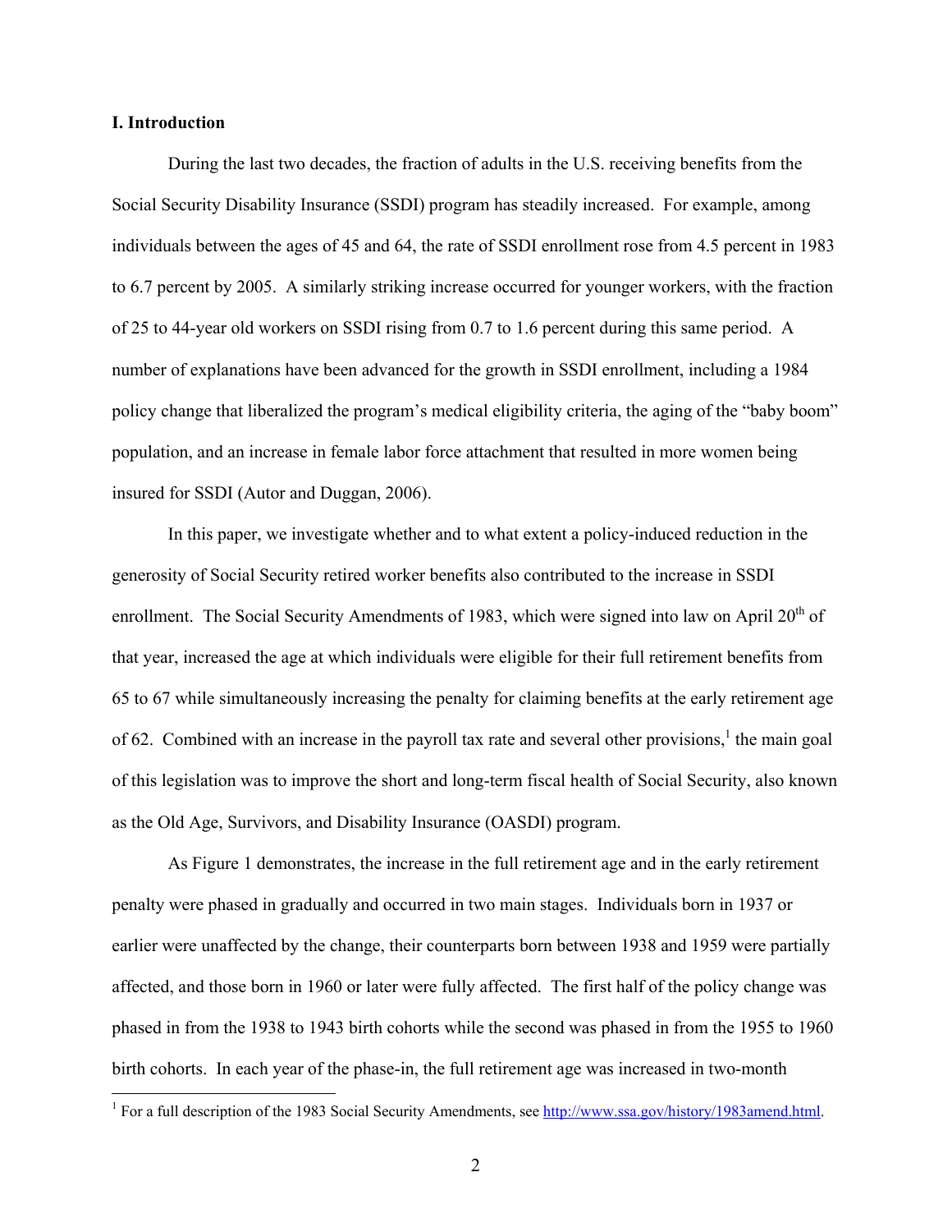## I. Introduction

During the last two decades, the fraction of adults in the U.S. receiving benefits from the Social Security Disability Insurance (SSDI) program has steadily increased. For example, among individuals between the ages of 45 and 64, the rate of SSDI enrollment rose from 4.5 percent in 1983 to 6.7 percent by 2005. A similarly striking increase occurred for younger workers, with the fraction of 25 to 44-year old workers on SSDI rising from 0.7 to 1.6 percent during this same period. A number of explanations have been advanced for the growth in SSDI enrollment, including a 1984 policy change that liberalized the program's medical eligibility criteria, the aging of the "baby boom" population, and an increase in female labor force attachment that resulted in more women being insured for SSDI (Autor and Duggan, 2006).

In this paper, we investigate whether and to what extent a policy-induced reduction in the generosity of Social Security retired worker benefits also contributed to the increase in SSDI enrollment. The Social Security Amendments of 1983, which were signed into law on April 20th of that year, increased the age at which individuals were eligible for their full retirement benefits from 65 to 67 while simultaneously increasing the penalty for claiming benefits at the early retirement age of 62. Combined with an increase in the payroll tax rate and several other provisions,[1] the main goal of this legislation was to improve the short and long-term fiscal health of Social Security, also known as the Old Age, Survivors, and Disability Insurance (OASDI) program.

As Figure 1 demonstrates, the increase in the full retirement age and in the early retirement penalty were phased in gradually and occurred in two main stages. Individuals born in 1937 or earlier were unaffected by the change, their counterparts born between 1938 and 1959 were partially affected, and those born in 1960 or later were fully affected. The first half of the policy change was phased in from the 1938 to 1943 birth cohorts while the second was phased in from the 1955 to 1960 birth cohorts. In each year of the phase-in, the full retirement age was increased in two-month

[1] For a full description of the 1983 Social Security Amendments, see http://www.ssa.gov/history/1983amend.html.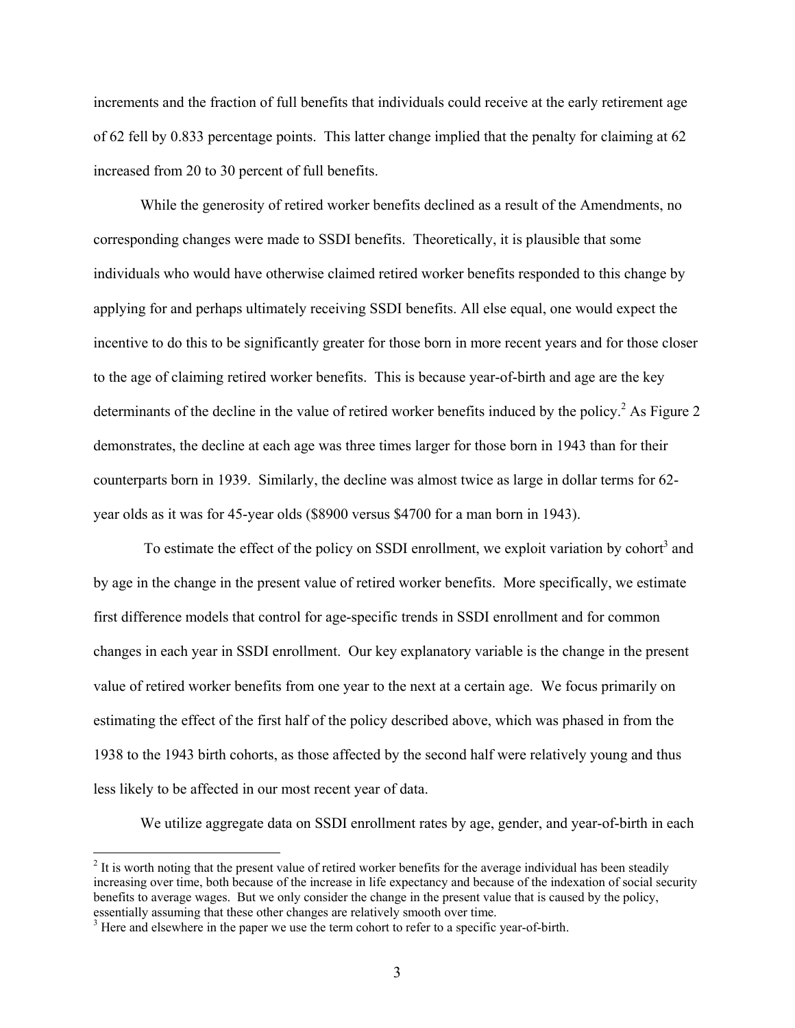increments and the fraction of full benefits that individuals could receive at the early retirement age of 62 fell by 0.833 percentage points. This latter change implied that the penalty for claiming at 62 increased from 20 to 30 percent of full benefits.

While the generosity of retired worker benefits declined as a result of the Amendments, no corresponding changes were made to SSDI benefits. Theoretically, it is plausible that some individuals who would have otherwise claimed retired worker benefits responded to this change by applying for and perhaps ultimately receiving SSDI benefits. All else equal, one would expect the incentive to do this to be significantly greater for those born in more recent years and for those closer to the age of claiming retired worker benefits. This is because year-of-birth and age are the key determinants of the decline in the value of retired worker benefits induced by the policy.[2] As Figure 2 demonstrates, the decline at each age was three times larger for those born in 1943 than for their counterparts born in 1939. Similarly, the decline was almost twice as large in dollar terms for 62-year olds as it was for 45-year olds ($8900 versus $4700 for a man born in 1943).

To estimate the effect of the policy on SSDI enrollment, we exploit variation by cohort[3] and by age in the change in the present value of retired worker benefits. More specifically, we estimate first difference models that control for age-specific trends in SSDI enrollment and for common changes in each year in SSDI enrollment. Our key explanatory variable is the change in the present value of retired worker benefits from one year to the next at a certain age. We focus primarily on estimating the effect of the first half of the policy described above, which was phased in from the 1938 to the 1943 birth cohorts, as those affected by the second half were relatively young and thus less likely to be affected in our most recent year of data.

We utilize aggregate data on SSDI enrollment rates by age, gender, and year-of-birth in each

[2] It is worth noting that the present value of retired worker benefits for the average individual has been steadily increasing over time, both because of the increase in life expectancy and because of the indexation of social security benefits to average wages. But we only consider the change in the present value that is caused by the policy, essentially assuming that these other changes are relatively smooth over time.

[3] Here and elsewhere in the paper we use the term cohort to refer to a specific year-of-birth.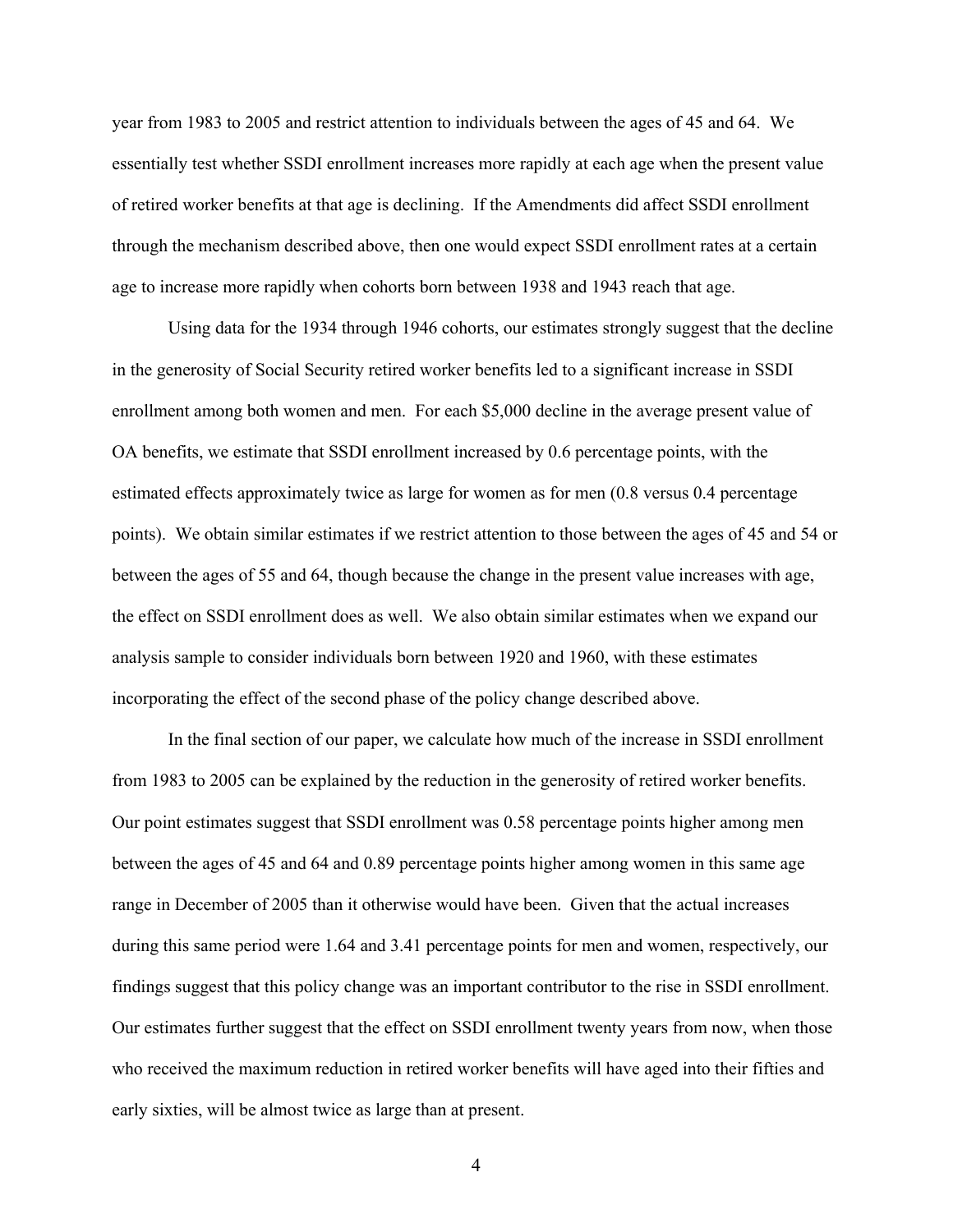year from 1983 to 2005 and restrict attention to individuals between the ages of 45 and 64. We essentially test whether SSDI enrollment increases more rapidly at each age when the present value of retired worker benefits at that age is declining. If the Amendments did affect SSDI enrollment through the mechanism described above, then one would expect SSDI enrollment rates at a certain age to increase more rapidly when cohorts born between 1938 and 1943 reach that age.

Using data for the 1934 through 1946 cohorts, our estimates strongly suggest that the decline in the generosity of Social Security retired worker benefits led to a significant increase in SSDI enrollment among both women and men. For each $5,000 decline in the average present value of OA benefits, we estimate that SSDI enrollment increased by 0.6 percentage points, with the estimated effects approximately twice as large for women as for men (0.8 versus 0.4 percentage points). We obtain similar estimates if we restrict attention to those between the ages of 45 and 54 or between the ages of 55 and 64, though because the change in the present value increases with age, the effect on SSDI enrollment does as well. We also obtain similar estimates when we expand our analysis sample to consider individuals born between 1920 and 1960, with these estimates incorporating the effect of the second phase of the policy change described above.

In the final section of our paper, we calculate how much of the increase in SSDI enrollment from 1983 to 2005 can be explained by the reduction in the generosity of retired worker benefits. Our point estimates suggest that SSDI enrollment was 0.58 percentage points higher among men between the ages of 45 and 64 and 0.89 percentage points higher among women in this same age range in December of 2005 than it otherwise would have been. Given that the actual increases during this same period were 1.64 and 3.41 percentage points for men and women, respectively, our findings suggest that this policy change was an important contributor to the rise in SSDI enrollment. Our estimates further suggest that the effect on SSDI enrollment twenty years from now, when those who received the maximum reduction in retired worker benefits will have aged into their fifties and early sixties, will be almost twice as large than at present.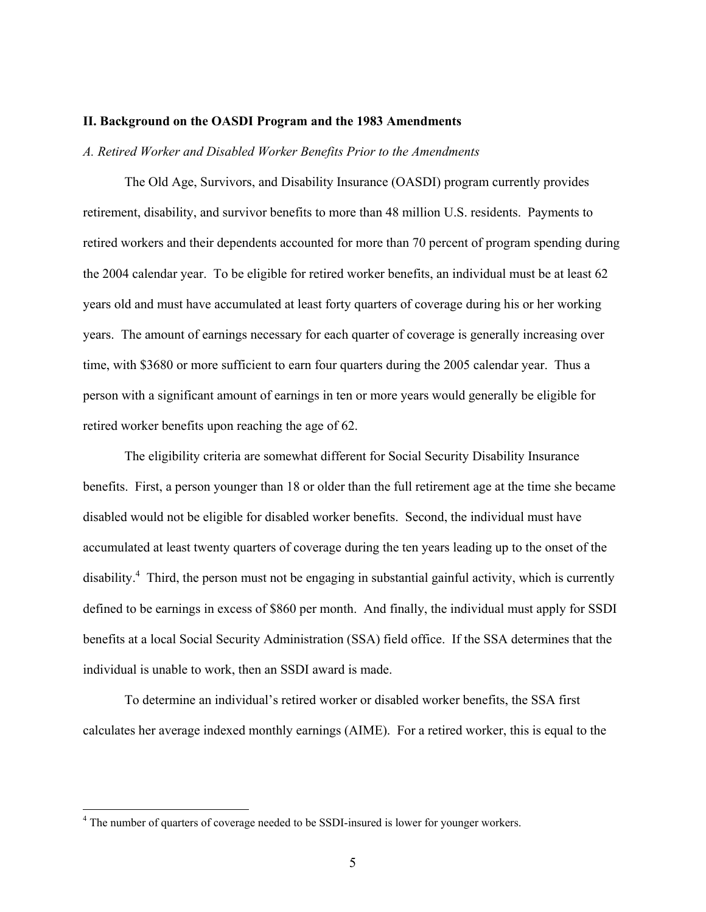## II. Background on the OASDI Program and the 1983 Amendments

### *A. Retired Worker and Disabled Worker Benefits Prior to the Amendments*

The Old Age, Survivors, and Disability Insurance (OASDI) program currently provides retirement, disability, and survivor benefits to more than 48 million U.S. residents. Payments to retired workers and their dependents accounted for more than 70 percent of program spending during the 2004 calendar year. To be eligible for retired worker benefits, an individual must be at least 62 years old and must have accumulated at least forty quarters of coverage during his or her working years. The amount of earnings necessary for each quarter of coverage is generally increasing over time, with $3680 or more sufficient to earn four quarters during the 2005 calendar year. Thus a person with a significant amount of earnings in ten or more years would generally be eligible for retired worker benefits upon reaching the age of 62.

The eligibility criteria are somewhat different for Social Security Disability Insurance benefits. First, a person younger than 18 or older than the full retirement age at the time she became disabled would not be eligible for disabled worker benefits. Second, the individual must have accumulated at least twenty quarters of coverage during the ten years leading up to the onset of the disability.[4] Third, the person must not be engaging in substantial gainful activity, which is currently defined to be earnings in excess of $860 per month. And finally, the individual must apply for SSDI benefits at a local Social Security Administration (SSA) field office. If the SSA determines that the individual is unable to work, then an SSDI award is made.

To determine an individual's retired worker or disabled worker benefits, the SSA first calculates her average indexed monthly earnings (AIME). For a retired worker, this is equal to the

[4] The number of quarters of coverage needed to be SSDI-insured is lower for younger workers.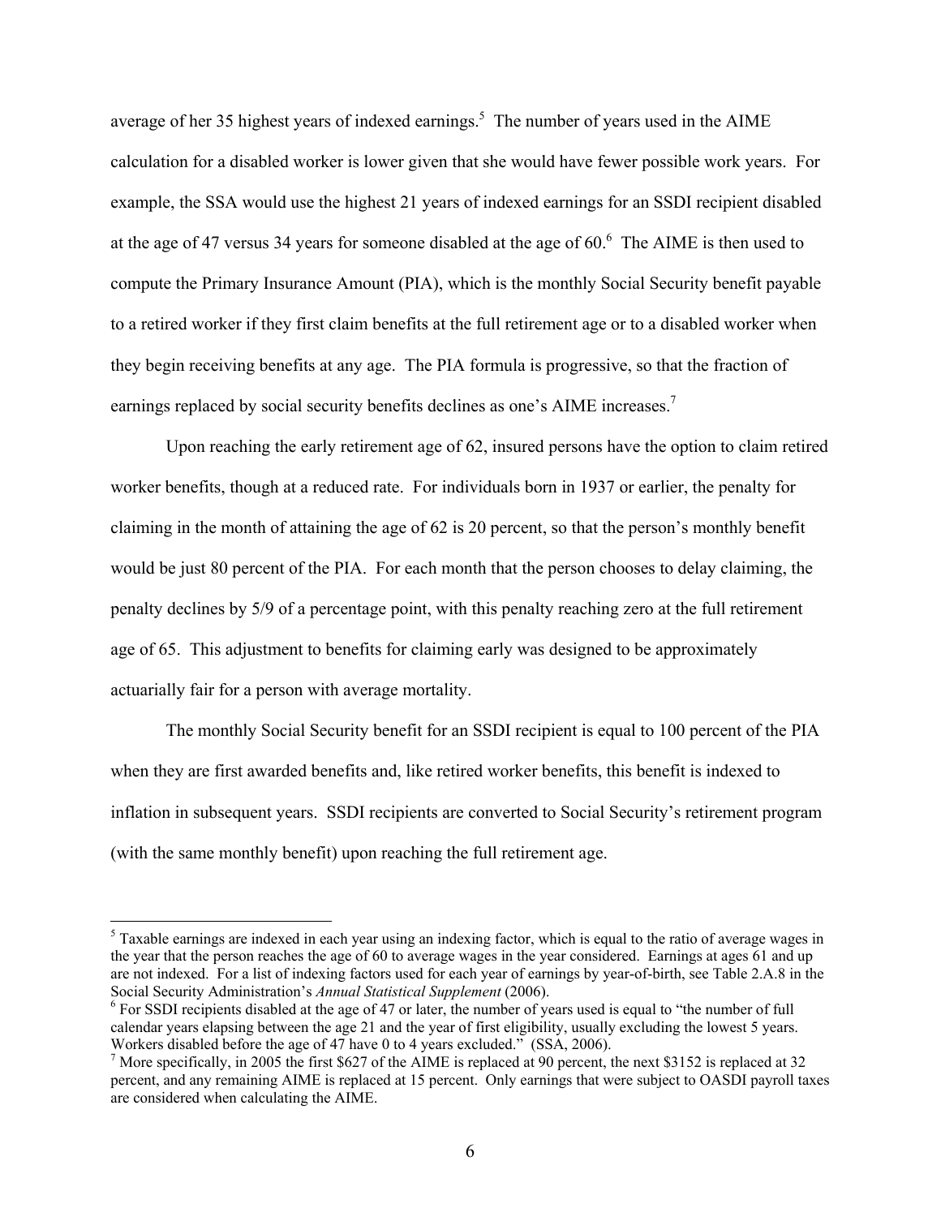average of her 35 highest years of indexed earnings.[5] The number of years used in the AIME calculation for a disabled worker is lower given that she would have fewer possible work years. For example, the SSA would use the highest 21 years of indexed earnings for an SSDI recipient disabled at the age of 47 versus 34 years for someone disabled at the age of 60.[6] The AIME is then used to compute the Primary Insurance Amount (PIA), which is the monthly Social Security benefit payable to a retired worker if they first claim benefits at the full retirement age or to a disabled worker when they begin receiving benefits at any age. The PIA formula is progressive, so that the fraction of earnings replaced by social security benefits declines as one's AIME increases.[7]

Upon reaching the early retirement age of 62, insured persons have the option to claim retired worker benefits, though at a reduced rate. For individuals born in 1937 or earlier, the penalty for claiming in the month of attaining the age of 62 is 20 percent, so that the person's monthly benefit would be just 80 percent of the PIA. For each month that the person chooses to delay claiming, the penalty declines by 5/9 of a percentage point, with this penalty reaching zero at the full retirement age of 65. This adjustment to benefits for claiming early was designed to be approximately actuarially fair for a person with average mortality.

The monthly Social Security benefit for an SSDI recipient is equal to 100 percent of the PIA when they are first awarded benefits and, like retired worker benefits, this benefit is indexed to inflation in subsequent years. SSDI recipients are converted to Social Security's retirement program (with the same monthly benefit) upon reaching the full retirement age.

---

[5] Taxable earnings are indexed in each year using an indexing factor, which is equal to the ratio of average wages in the year that the person reaches the age of 60 to average wages in the year considered. Earnings at ages 61 and up are not indexed. For a list of indexing factors used for each year of earnings by year-of-birth, see Table 2.A.8 in the Social Security Administration's *Annual Statistical Supplement* (2006).

[6] For SSDI recipients disabled at the age of 47 or later, the number of years used is equal to "the number of full calendar years elapsing between the age 21 and the year of first eligibility, usually excluding the lowest 5 years. Workers disabled before the age of 47 have 0 to 4 years excluded." (SSA, 2006).

[7] More specifically, in 2005 the first $627 of the AIME is replaced at 90 percent, the next $3152 is replaced at 32 percent, and any remaining AIME is replaced at 15 percent. Only earnings that were subject to OASDI payroll taxes are considered when calculating the AIME.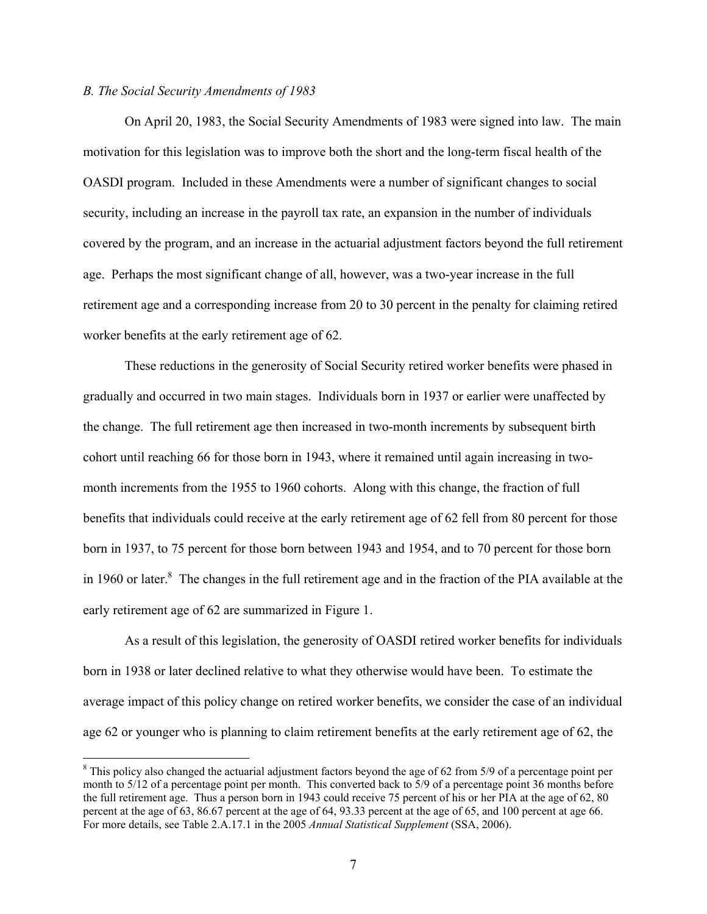*B. The Social Security Amendments of 1983*

On April 20, 1983, the Social Security Amendments of 1983 were signed into law. The main motivation for this legislation was to improve both the short and the long-term fiscal health of the OASDI program. Included in these Amendments were a number of significant changes to social security, including an increase in the payroll tax rate, an expansion in the number of individuals covered by the program, and an increase in the actuarial adjustment factors beyond the full retirement age. Perhaps the most significant change of all, however, was a two-year increase in the full retirement age and a corresponding increase from 20 to 30 percent in the penalty for claiming retired worker benefits at the early retirement age of 62.

These reductions in the generosity of Social Security retired worker benefits were phased in gradually and occurred in two main stages. Individuals born in 1937 or earlier were unaffected by the change. The full retirement age then increased in two-month increments by subsequent birth cohort until reaching 66 for those born in 1943, where it remained until again increasing in two-month increments from the 1955 to 1960 cohorts. Along with this change, the fraction of full benefits that individuals could receive at the early retirement age of 62 fell from 80 percent for those born in 1937, to 75 percent for those born between 1943 and 1954, and to 70 percent for those born in 1960 or later.[8] The changes in the full retirement age and in the fraction of the PIA available at the early retirement age of 62 are summarized in Figure 1.

As a result of this legislation, the generosity of OASDI retired worker benefits for individuals born in 1938 or later declined relative to what they otherwise would have been. To estimate the average impact of this policy change on retired worker benefits, we consider the case of an individual age 62 or younger who is planning to claim retirement benefits at the early retirement age of 62, the

[8] This policy also changed the actuarial adjustment factors beyond the age of 62 from 5/9 of a percentage point per month to 5/12 of a percentage point per month. This converted back to 5/9 of a percentage point 36 months before the full retirement age. Thus a person born in 1943 could receive 75 percent of his or her PIA at the age of 62, 80 percent at the age of 63, 86.67 percent at the age of 64, 93.33 percent at the age of 65, and 100 percent at age 66. For more details, see Table 2.A.17.1 in the 2005 *Annual Statistical Supplement* (SSA, 2006).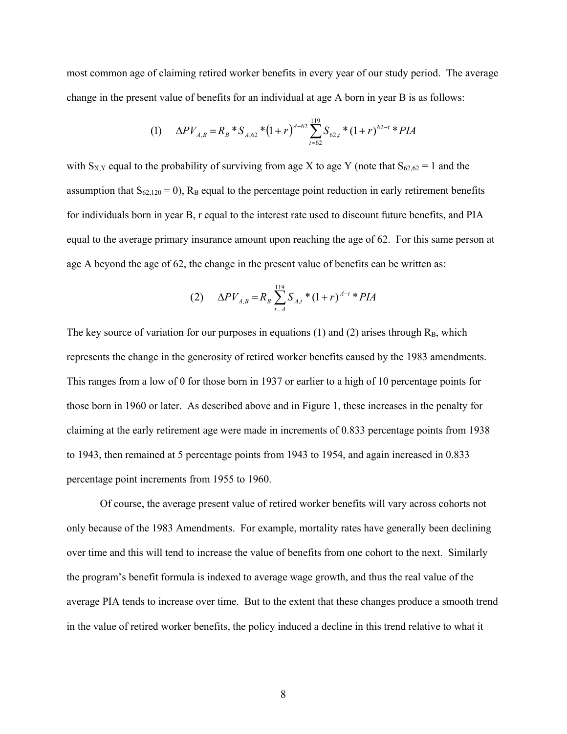most common age of claiming retired worker benefits in every year of our study period. The average change in the present value of benefits for an individual at age A born in year B is as follows:

$$(1) \quad \Delta PV_{A,B} = R_B * S_{A,62} * (1+r)^{A-62} \sum_{t=62}^{119} S_{62,t} * (1+r)^{62-t} * PIA$$

with $S_{X,Y}$ equal to the probability of surviving from age X to age Y (note that $S_{62,62} = 1$ and the assumption that $S_{62,120} = 0$), $R_B$ equal to the percentage point reduction in early retirement benefits for individuals born in year B, r equal to the interest rate used to discount future benefits, and PIA equal to the average primary insurance amount upon reaching the age of 62. For this same person at age A beyond the age of 62, the change in the present value of benefits can be written as:

$$(2) \quad \Delta PV_{A,B} = R_B \sum_{t=A}^{119} S_{A,t} * (1+r)^{A-t} * PIA$$

The key source of variation for our purposes in equations (1) and (2) arises through $R_B$, which represents the change in the generosity of retired worker benefits caused by the 1983 amendments. This ranges from a low of 0 for those born in 1937 or earlier to a high of 10 percentage points for those born in 1960 or later. As described above and in Figure 1, these increases in the penalty for claiming at the early retirement age were made in increments of 0.833 percentage points from 1938 to 1943, then remained at 5 percentage points from 1943 to 1954, and again increased in 0.833 percentage point increments from 1955 to 1960.

Of course, the average present value of retired worker benefits will vary across cohorts not only because of the 1983 Amendments. For example, mortality rates have generally been declining over time and this will tend to increase the value of benefits from one cohort to the next. Similarly the program's benefit formula is indexed to average wage growth, and thus the real value of the average PIA tends to increase over time. But to the extent that these changes produce a smooth trend in the value of retired worker benefits, the policy induced a decline in this trend relative to what it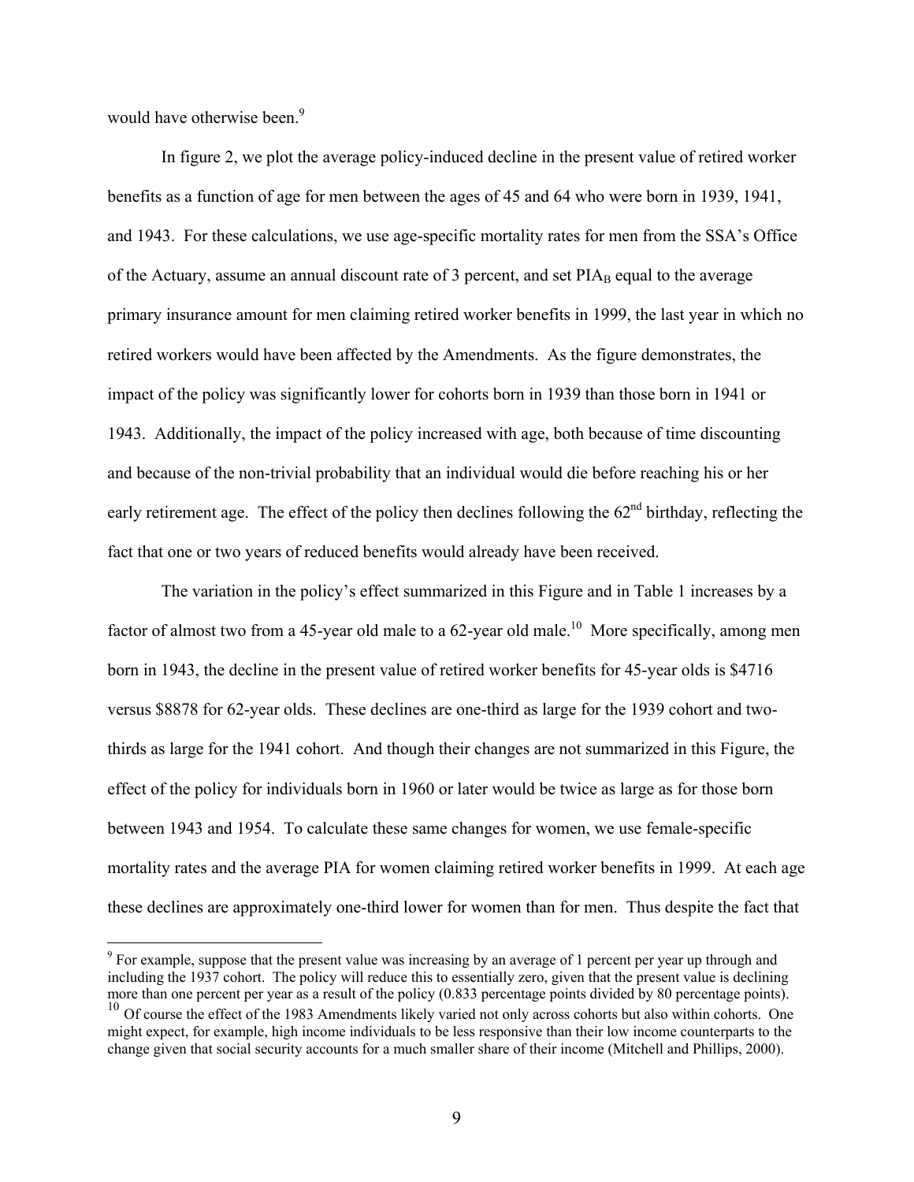would have otherwise been.[9]

In figure 2, we plot the average policy-induced decline in the present value of retired worker benefits as a function of age for men between the ages of 45 and 64 who were born in 1939, 1941, and 1943. For these calculations, we use age-specific mortality rates for men from the SSA's Office of the Actuary, assume an annual discount rate of 3 percent, and set $PIA_B$ equal to the average primary insurance amount for men claiming retired worker benefits in 1999, the last year in which no retired workers would have been affected by the Amendments. As the figure demonstrates, the impact of the policy was significantly lower for cohorts born in 1939 than those born in 1941 or 1943. Additionally, the impact of the policy increased with age, both because of time discounting and because of the non-trivial probability that an individual would die before reaching his or her early retirement age. The effect of the policy then declines following the 62nd birthday, reflecting the fact that one or two years of reduced benefits would already have been received.

The variation in the policy's effect summarized in this Figure and in Table 1 increases by a factor of almost two from a 45-year old male to a 62-year old male.[10] More specifically, among men born in 1943, the decline in the present value of retired worker benefits for 45-year olds is \$4716 versus \$8878 for 62-year olds. These declines are one-third as large for the 1939 cohort and two-thirds as large for the 1941 cohort. And though their changes are not summarized in this Figure, the effect of the policy for individuals born in 1960 or later would be twice as large as for those born between 1943 and 1954. To calculate these same changes for women, we use female-specific mortality rates and the average PIA for women claiming retired worker benefits in 1999. At each age these declines are approximately one-third lower for women than for men. Thus despite the fact that

[9] For example, suppose that the present value was increasing by an average of 1 percent per year up through and including the 1937 cohort. The policy will reduce this to essentially zero, given that the present value is declining more than one percent per year as a result of the policy (0.833 percentage points divided by 80 percentage points).

[10] Of course the effect of the 1983 Amendments likely varied not only across cohorts but also within cohorts. One might expect, for example, high income individuals to be less responsive than their low income counterparts to the change given that social security accounts for a much smaller share of their income (Mitchell and Phillips, 2000).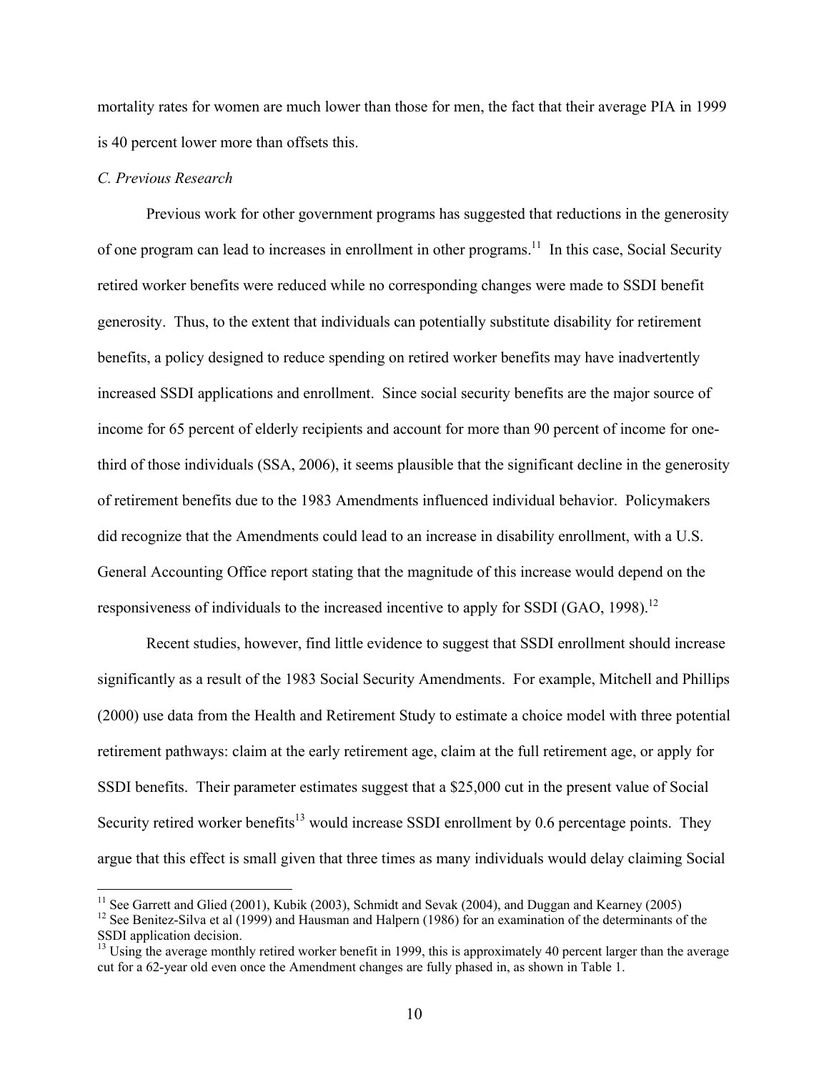mortality rates for women are much lower than those for men, the fact that their average PIA in 1999 is 40 percent lower more than offsets this.

*C. Previous Research*

Previous work for other government programs has suggested that reductions in the generosity of one program can lead to increases in enrollment in other programs.[11] In this case, Social Security retired worker benefits were reduced while no corresponding changes were made to SSDI benefit generosity. Thus, to the extent that individuals can potentially substitute disability for retirement benefits, a policy designed to reduce spending on retired worker benefits may have inadvertently increased SSDI applications and enrollment. Since social security benefits are the major source of income for 65 percent of elderly recipients and account for more than 90 percent of income for one-third of those individuals (SSA, 2006), it seems plausible that the significant decline in the generosity of retirement benefits due to the 1983 Amendments influenced individual behavior. Policymakers did recognize that the Amendments could lead to an increase in disability enrollment, with a U.S. General Accounting Office report stating that the magnitude of this increase would depend on the responsiveness of individuals to the increased incentive to apply for SSDI (GAO, 1998).[12]

Recent studies, however, find little evidence to suggest that SSDI enrollment should increase significantly as a result of the 1983 Social Security Amendments. For example, Mitchell and Phillips (2000) use data from the Health and Retirement Study to estimate a choice model with three potential retirement pathways: claim at the early retirement age, claim at the full retirement age, or apply for SSDI benefits. Their parameter estimates suggest that a $25,000 cut in the present value of Social Security retired worker benefits[13] would increase SSDI enrollment by 0.6 percentage points. They argue that this effect is small given that three times as many individuals would delay claiming Social

---

[11] See Garrett and Glied (2001), Kubik (2003), Schmidt and Sevak (2004), and Duggan and Kearney (2005)

[12] See Benitez-Silva et al (1999) and Hausman and Halpern (1986) for an examination of the determinants of the SSDI application decision.

[13] Using the average monthly retired worker benefit in 1999, this is approximately 40 percent larger than the average cut for a 62-year old even once the Amendment changes are fully phased in, as shown in Table 1.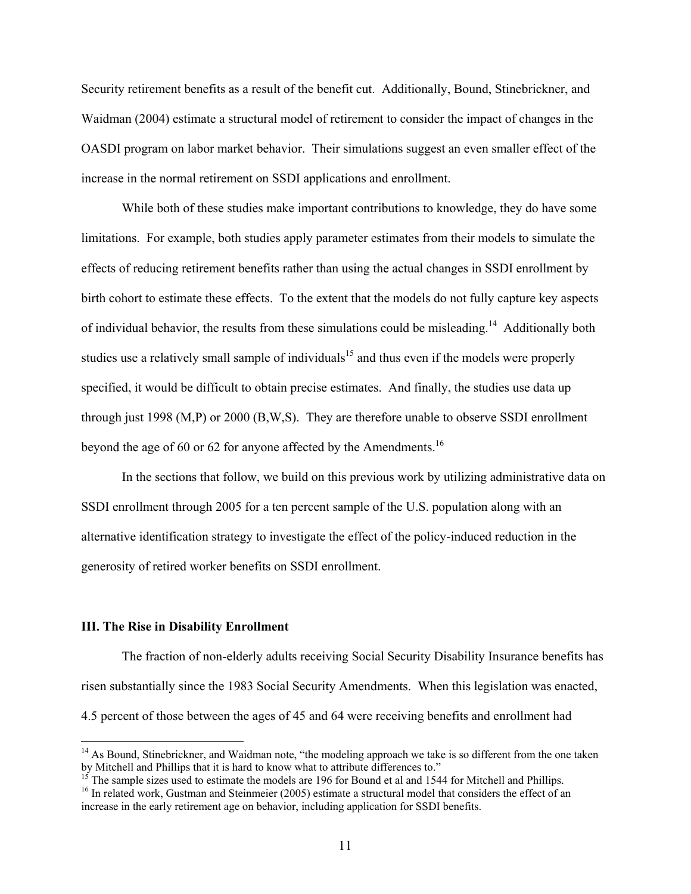Security retirement benefits as a result of the benefit cut. Additionally, Bound, Stinebrickner, and Waidman (2004) estimate a structural model of retirement to consider the impact of changes in the OASDI program on labor market behavior. Their simulations suggest an even smaller effect of the increase in the normal retirement on SSDI applications and enrollment.

While both of these studies make important contributions to knowledge, they do have some limitations. For example, both studies apply parameter estimates from their models to simulate the effects of reducing retirement benefits rather than using the actual changes in SSDI enrollment by birth cohort to estimate these effects. To the extent that the models do not fully capture key aspects of individual behavior, the results from these simulations could be misleading.[14] Additionally both studies use a relatively small sample of individuals[15] and thus even if the models were properly specified, it would be difficult to obtain precise estimates. And finally, the studies use data up through just 1998 (M,P) or 2000 (B,W,S). They are therefore unable to observe SSDI enrollment beyond the age of 60 or 62 for anyone affected by the Amendments.[16]

In the sections that follow, we build on this previous work by utilizing administrative data on SSDI enrollment through 2005 for a ten percent sample of the U.S. population along with an alternative identification strategy to investigate the effect of the policy-induced reduction in the generosity of retired worker benefits on SSDI enrollment.

## III. The Rise in Disability Enrollment

The fraction of non-elderly adults receiving Social Security Disability Insurance benefits has risen substantially since the 1983 Social Security Amendments. When this legislation was enacted, 4.5 percent of those between the ages of 45 and 64 were receiving benefits and enrollment had

[14] As Bound, Stinebrickner, and Waidman note, "the modeling approach we take is so different from the one taken by Mitchell and Phillips that it is hard to know what to attribute differences to."

[15] The sample sizes used to estimate the models are 196 for Bound et al and 1544 for Mitchell and Phillips.

[16] In related work, Gustman and Steinmeier (2005) estimate a structural model that considers the effect of an increase in the early retirement age on behavior, including application for SSDI benefits.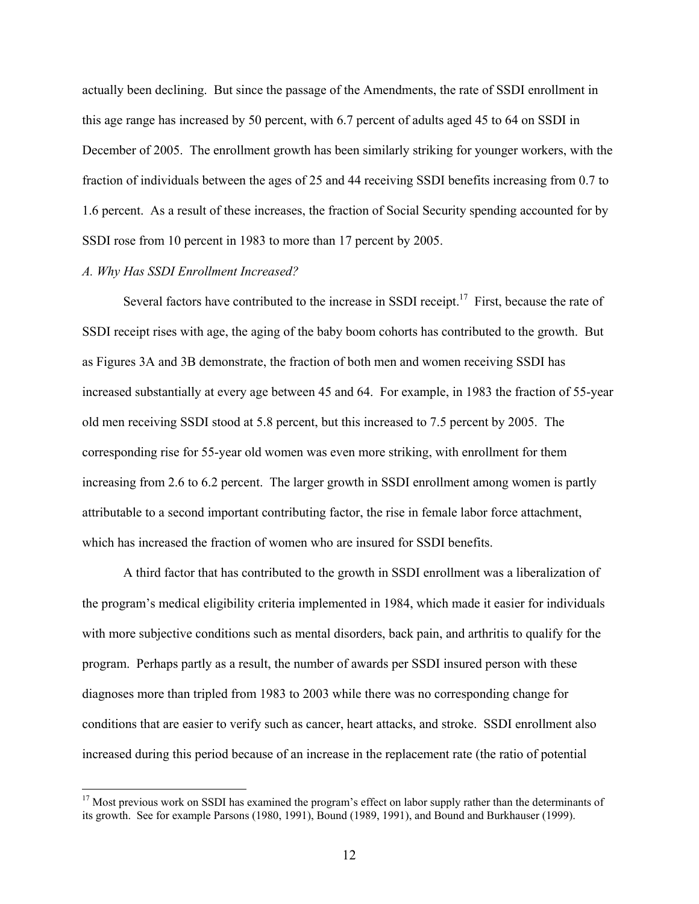actually been declining. But since the passage of the Amendments, the rate of SSDI enrollment in this age range has increased by 50 percent, with 6.7 percent of adults aged 45 to 64 on SSDI in December of 2005. The enrollment growth has been similarly striking for younger workers, with the fraction of individuals between the ages of 25 and 44 receiving SSDI benefits increasing from 0.7 to 1.6 percent. As a result of these increases, the fraction of Social Security spending accounted for by SSDI rose from 10 percent in 1983 to more than 17 percent by 2005.

*A. Why Has SSDI Enrollment Increased?*

Several factors have contributed to the increase in SSDI receipt.[17] First, because the rate of SSDI receipt rises with age, the aging of the baby boom cohorts has contributed to the growth. But as Figures 3A and 3B demonstrate, the fraction of both men and women receiving SSDI has increased substantially at every age between 45 and 64. For example, in 1983 the fraction of 55-year old men receiving SSDI stood at 5.8 percent, but this increased to 7.5 percent by 2005. The corresponding rise for 55-year old women was even more striking, with enrollment for them increasing from 2.6 to 6.2 percent. The larger growth in SSDI enrollment among women is partly attributable to a second important contributing factor, the rise in female labor force attachment, which has increased the fraction of women who are insured for SSDI benefits.

A third factor that has contributed to the growth in SSDI enrollment was a liberalization of the program's medical eligibility criteria implemented in 1984, which made it easier for individuals with more subjective conditions such as mental disorders, back pain, and arthritis to qualify for the program. Perhaps partly as a result, the number of awards per SSDI insured person with these diagnoses more than tripled from 1983 to 2003 while there was no corresponding change for conditions that are easier to verify such as cancer, heart attacks, and stroke. SSDI enrollment also increased during this period because of an increase in the replacement rate (the ratio of potential

[17] Most previous work on SSDI has examined the program's effect on labor supply rather than the determinants of its growth. See for example Parsons (1980, 1991), Bound (1989, 1991), and Bound and Burkhauser (1999).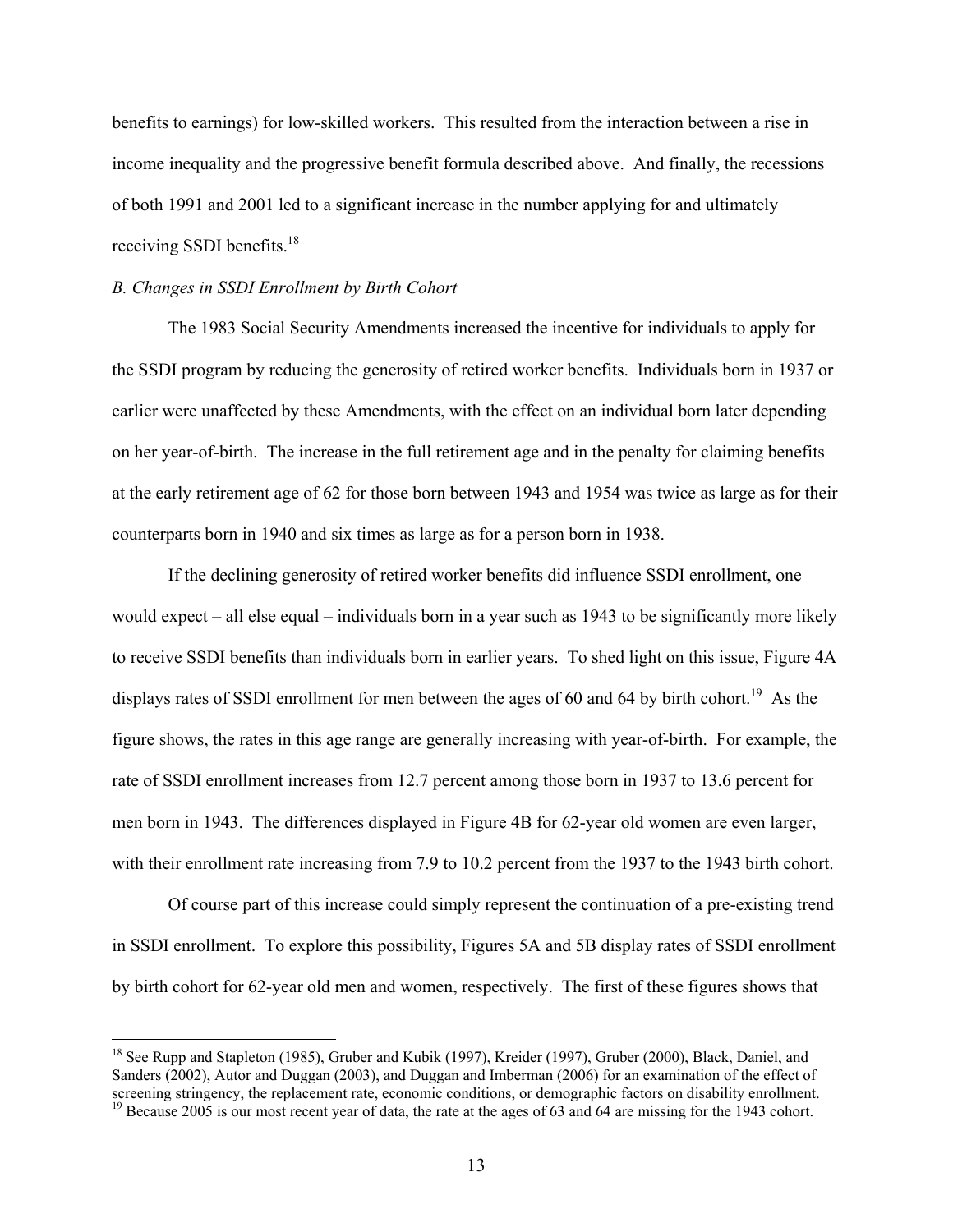benefits to earnings) for low-skilled workers. This resulted from the interaction between a rise in income inequality and the progressive benefit formula described above. And finally, the recessions of both 1991 and 2001 led to a significant increase in the number applying for and ultimately receiving SSDI benefits.[18]

*B. Changes in SSDI Enrollment by Birth Cohort*

The 1983 Social Security Amendments increased the incentive for individuals to apply for the SSDI program by reducing the generosity of retired worker benefits. Individuals born in 1937 or earlier were unaffected by these Amendments, with the effect on an individual born later depending on her year-of-birth. The increase in the full retirement age and in the penalty for claiming benefits at the early retirement age of 62 for those born between 1943 and 1954 was twice as large as for their counterparts born in 1940 and six times as large as for a person born in 1938.

If the declining generosity of retired worker benefits did influence SSDI enrollment, one would expect – all else equal – individuals born in a year such as 1943 to be significantly more likely to receive SSDI benefits than individuals born in earlier years. To shed light on this issue, Figure 4A displays rates of SSDI enrollment for men between the ages of 60 and 64 by birth cohort.[19] As the figure shows, the rates in this age range are generally increasing with year-of-birth. For example, the rate of SSDI enrollment increases from 12.7 percent among those born in 1937 to 13.6 percent for men born in 1943. The differences displayed in Figure 4B for 62-year old women are even larger, with their enrollment rate increasing from 7.9 to 10.2 percent from the 1937 to the 1943 birth cohort.

Of course part of this increase could simply represent the continuation of a pre-existing trend in SSDI enrollment. To explore this possibility, Figures 5A and 5B display rates of SSDI enrollment by birth cohort for 62-year old men and women, respectively. The first of these figures shows that

[18] See Rupp and Stapleton (1985), Gruber and Kubik (1997), Kreider (1997), Gruber (2000), Black, Daniel, and Sanders (2002), Autor and Duggan (2003), and Duggan and Imberman (2006) for an examination of the effect of screening stringency, the replacement rate, economic conditions, or demographic factors on disability enrollment.

[19] Because 2005 is our most recent year of data, the rate at the ages of 63 and 64 are missing for the 1943 cohort.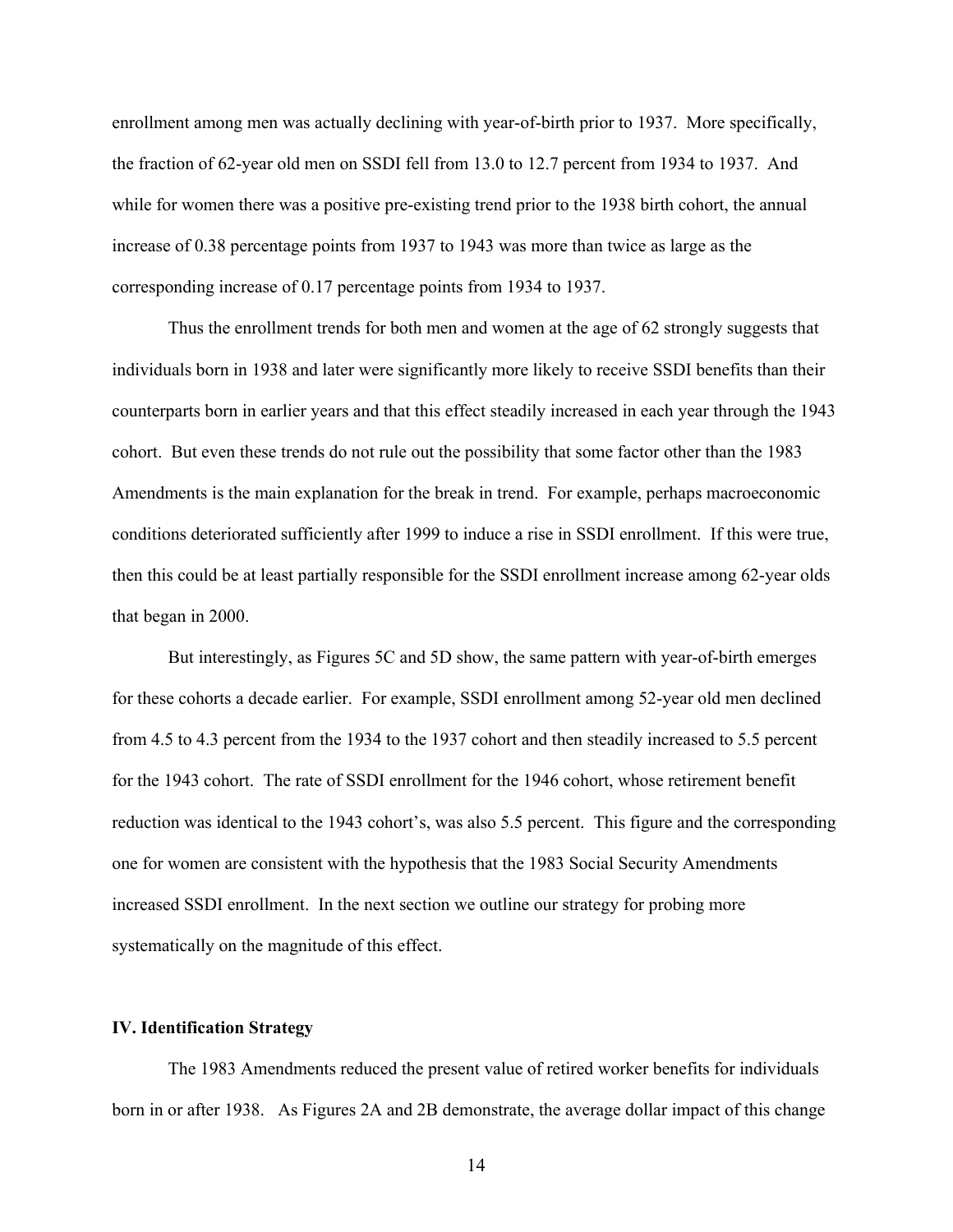enrollment among men was actually declining with year-of-birth prior to 1937. More specifically, the fraction of 62-year old men on SSDI fell from 13.0 to 12.7 percent from 1934 to 1937. And while for women there was a positive pre-existing trend prior to the 1938 birth cohort, the annual increase of 0.38 percentage points from 1937 to 1943 was more than twice as large as the corresponding increase of 0.17 percentage points from 1934 to 1937.

Thus the enrollment trends for both men and women at the age of 62 strongly suggests that individuals born in 1938 and later were significantly more likely to receive SSDI benefits than their counterparts born in earlier years and that this effect steadily increased in each year through the 1943 cohort. But even these trends do not rule out the possibility that some factor other than the 1983 Amendments is the main explanation for the break in trend. For example, perhaps macroeconomic conditions deteriorated sufficiently after 1999 to induce a rise in SSDI enrollment. If this were true, then this could be at least partially responsible for the SSDI enrollment increase among 62-year olds that began in 2000.

But interestingly, as Figures 5C and 5D show, the same pattern with year-of-birth emerges for these cohorts a decade earlier. For example, SSDI enrollment among 52-year old men declined from 4.5 to 4.3 percent from the 1934 to the 1937 cohort and then steadily increased to 5.5 percent for the 1943 cohort. The rate of SSDI enrollment for the 1946 cohort, whose retirement benefit reduction was identical to the 1943 cohort's, was also 5.5 percent. This figure and the corresponding one for women are consistent with the hypothesis that the 1983 Social Security Amendments increased SSDI enrollment. In the next section we outline our strategy for probing more systematically on the magnitude of this effect.

## IV. Identification Strategy

The 1983 Amendments reduced the present value of retired worker benefits for individuals born in or after 1938. As Figures 2A and 2B demonstrate, the average dollar impact of this change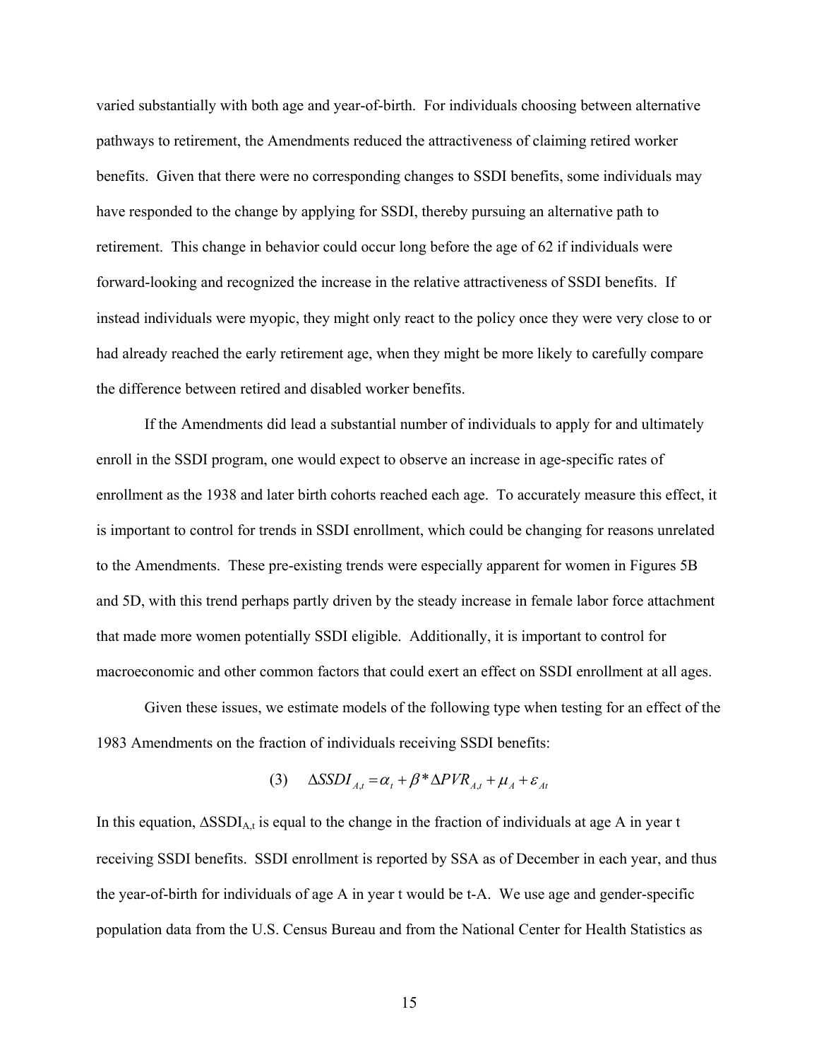varied substantially with both age and year-of-birth. For individuals choosing between alternative pathways to retirement, the Amendments reduced the attractiveness of claiming retired worker benefits. Given that there were no corresponding changes to SSDI benefits, some individuals may have responded to the change by applying for SSDI, thereby pursuing an alternative path to retirement. This change in behavior could occur long before the age of 62 if individuals were forward-looking and recognized the increase in the relative attractiveness of SSDI benefits. If instead individuals were myopic, they might only react to the policy once they were very close to or had already reached the early retirement age, when they might be more likely to carefully compare the difference between retired and disabled worker benefits.

If the Amendments did lead a substantial number of individuals to apply for and ultimately enroll in the SSDI program, one would expect to observe an increase in age-specific rates of enrollment as the 1938 and later birth cohorts reached each age. To accurately measure this effect, it is important to control for trends in SSDI enrollment, which could be changing for reasons unrelated to the Amendments. These pre-existing trends were especially apparent for women in Figures 5B and 5D, with this trend perhaps partly driven by the steady increase in female labor force attachment that made more women potentially SSDI eligible. Additionally, it is important to control for macroeconomic and other common factors that could exert an effect on SSDI enrollment at all ages.

Given these issues, we estimate models of the following type when testing for an effect of the 1983 Amendments on the fraction of individuals receiving SSDI benefits:

$$(3) \quad \Delta SSDI_{A,t} = \alpha_t + \beta * \Delta PVR_{A,t} + \mu_A + \varepsilon_{At}$$

In this equation, $\Delta SSDI_{A,t}$ is equal to the change in the fraction of individuals at age A in year t receiving SSDI benefits. SSDI enrollment is reported by SSA as of December in each year, and thus the year-of-birth for individuals of age A in year t would be t-A. We use age and gender-specific population data from the U.S. Census Bureau and from the National Center for Health Statistics as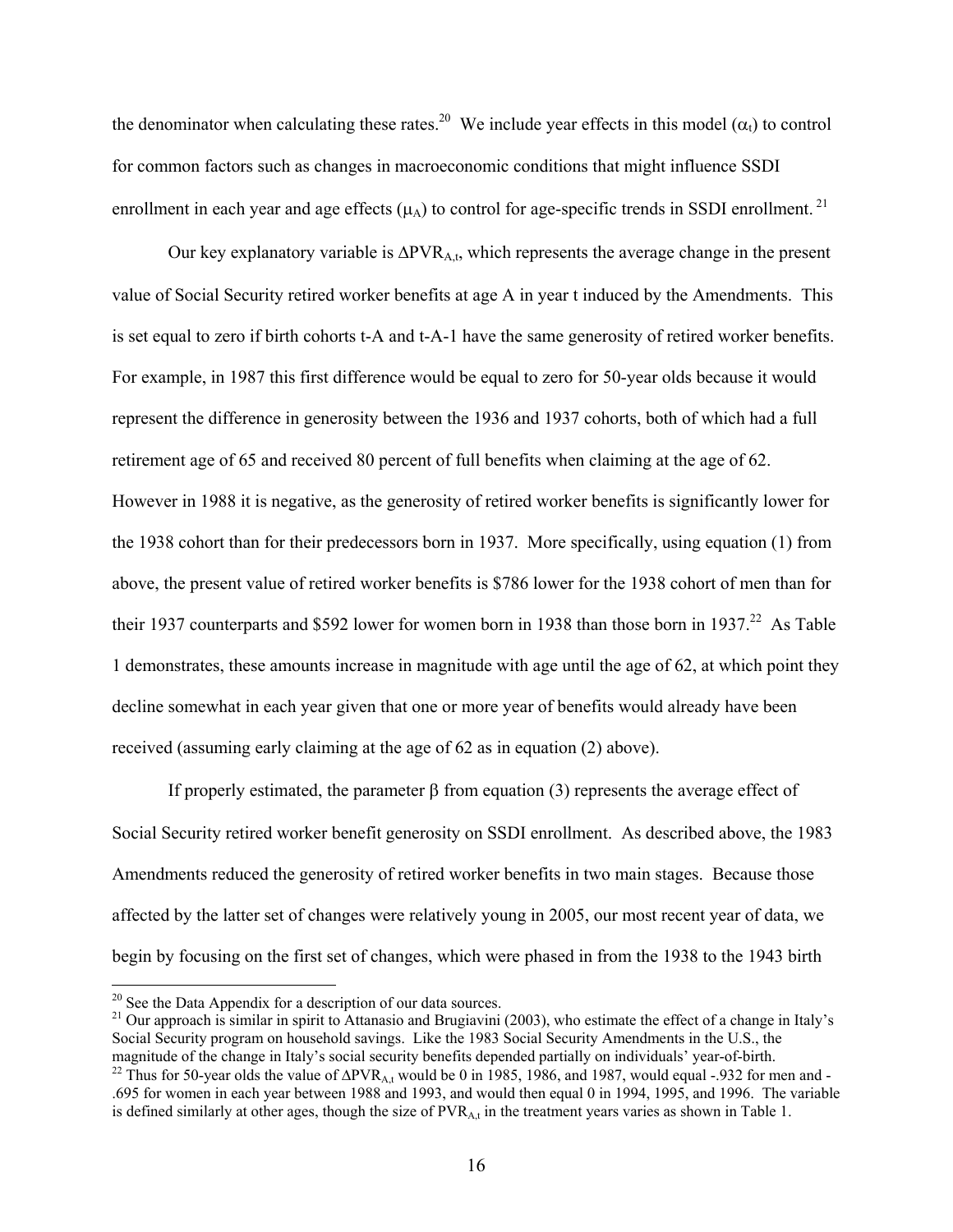the denominator when calculating these rates.[20] We include year effects in this model ($\alpha_t$) to control for common factors such as changes in macroeconomic conditions that might influence SSDI enrollment in each year and age effects ($\mu_A$) to control for age-specific trends in SSDI enrollment.[21]

Our key explanatory variable is $\Delta PVR_{A,t}$, which represents the average change in the present value of Social Security retired worker benefits at age A in year t induced by the Amendments. This is set equal to zero if birth cohorts t-A and t-A-1 have the same generosity of retired worker benefits. For example, in 1987 this first difference would be equal to zero for 50-year olds because it would represent the difference in generosity between the 1936 and 1937 cohorts, both of which had a full retirement age of 65 and received 80 percent of full benefits when claiming at the age of 62. However in 1988 it is negative, as the generosity of retired worker benefits is significantly lower for the 1938 cohort than for their predecessors born in 1937. More specifically, using equation (1) from above, the present value of retired worker benefits is $786 lower for the 1938 cohort of men than for their 1937 counterparts and $592 lower for women born in 1938 than those born in 1937.[22] As Table 1 demonstrates, these amounts increase in magnitude with age until the age of 62, at which point they decline somewhat in each year given that one or more year of benefits would already have been received (assuming early claiming at the age of 62 as in equation (2) above).

If properly estimated, the parameter $\beta$ from equation (3) represents the average effect of Social Security retired worker benefit generosity on SSDI enrollment. As described above, the 1983 Amendments reduced the generosity of retired worker benefits in two main stages. Because those affected by the latter set of changes were relatively young in 2005, our most recent year of data, we begin by focusing on the first set of changes, which were phased in from the 1938 to the 1943 birth

[20] See the Data Appendix for a description of our data sources.

[21] Our approach is similar in spirit to Attanasio and Brugiavini (2003), who estimate the effect of a change in Italy's Social Security program on household savings. Like the 1983 Social Security Amendments in the U.S., the magnitude of the change in Italy's social security benefits depended partially on individuals' year-of-birth.

[22] Thus for 50-year olds the value of $\Delta PVR_{A,t}$ would be 0 in 1985, 1986, and 1987, would equal -.932 for men and -.695 for women in each year between 1988 and 1993, and would then equal 0 in 1994, 1995, and 1996. The variable is defined similarly at other ages, though the size of $PVR_{A,t}$ in the treatment years varies as shown in Table 1.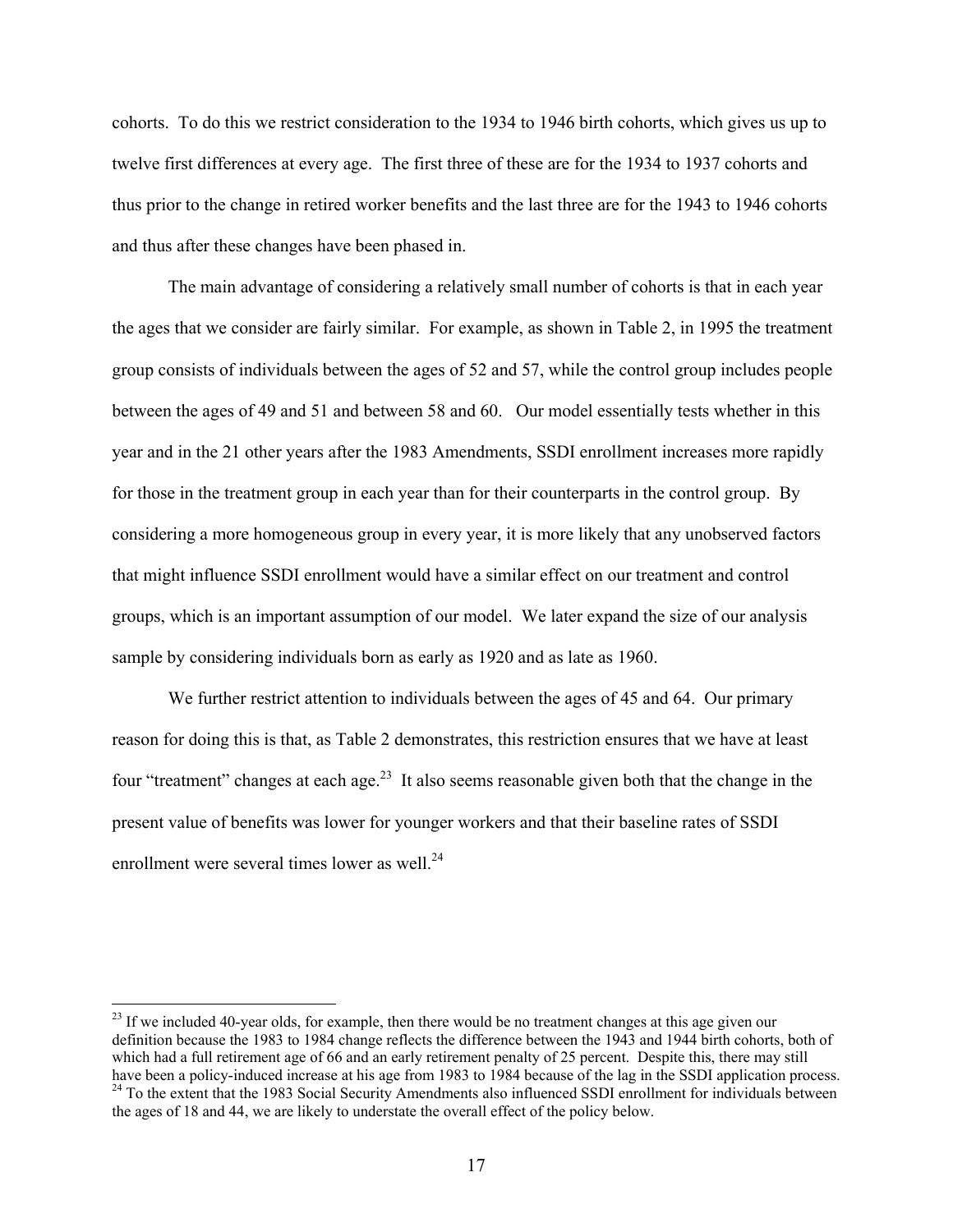cohorts. To do this we restrict consideration to the 1934 to 1946 birth cohorts, which gives us up to twelve first differences at every age. The first three of these are for the 1934 to 1937 cohorts and thus prior to the change in retired worker benefits and the last three are for the 1943 to 1946 cohorts and thus after these changes have been phased in.

The main advantage of considering a relatively small number of cohorts is that in each year the ages that we consider are fairly similar. For example, as shown in Table 2, in 1995 the treatment group consists of individuals between the ages of 52 and 57, while the control group includes people between the ages of 49 and 51 and between 58 and 60. Our model essentially tests whether in this year and in the 21 other years after the 1983 Amendments, SSDI enrollment increases more rapidly for those in the treatment group in each year than for their counterparts in the control group. By considering a more homogeneous group in every year, it is more likely that any unobserved factors that might influence SSDI enrollment would have a similar effect on our treatment and control groups, which is an important assumption of our model. We later expand the size of our analysis sample by considering individuals born as early as 1920 and as late as 1960.

We further restrict attention to individuals between the ages of 45 and 64. Our primary reason for doing this is that, as Table 2 demonstrates, this restriction ensures that we have at least four "treatment" changes at each age.[23] It also seems reasonable given both that the change in the present value of benefits was lower for younger workers and that their baseline rates of SSDI enrollment were several times lower as well.[24]

[23] If we included 40-year olds, for example, then there would be no treatment changes at this age given our definition because the 1983 to 1984 change reflects the difference between the 1943 and 1944 birth cohorts, both of which had a full retirement age of 66 and an early retirement penalty of 25 percent. Despite this, there may still have been a policy-induced increase at his age from 1983 to 1984 because of the lag in the SSDI application process.

[24] To the extent that the 1983 Social Security Amendments also influenced SSDI enrollment for individuals between the ages of 18 and 44, we are likely to understate the overall effect of the policy below.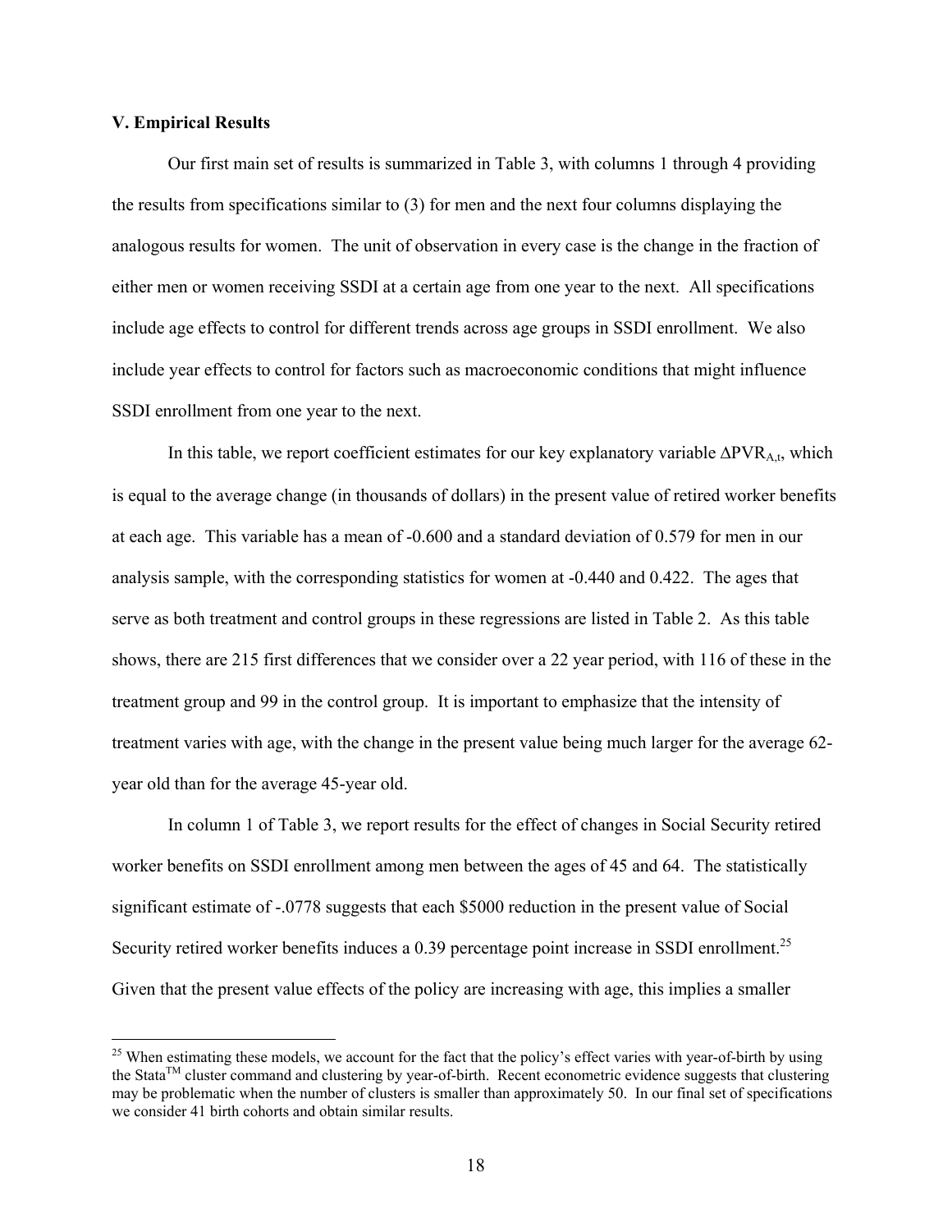### V. Empirical Results

Our first main set of results is summarized in Table 3, with columns 1 through 4 providing the results from specifications similar to (3) for men and the next four columns displaying the analogous results for women. The unit of observation in every case is the change in the fraction of either men or women receiving SSDI at a certain age from one year to the next. All specifications include age effects to control for different trends across age groups in SSDI enrollment. We also include year effects to control for factors such as macroeconomic conditions that might influence SSDI enrollment from one year to the next.

In this table, we report coefficient estimates for our key explanatory variable $\Delta PVR_{A,t}$, which is equal to the average change (in thousands of dollars) in the present value of retired worker benefits at each age. This variable has a mean of -0.600 and a standard deviation of 0.579 for men in our analysis sample, with the corresponding statistics for women at -0.440 and 0.422. The ages that serve as both treatment and control groups in these regressions are listed in Table 2. As this table shows, there are 215 first differences that we consider over a 22 year period, with 116 of these in the treatment group and 99 in the control group. It is important to emphasize that the intensity of treatment varies with age, with the change in the present value being much larger for the average 62-year old than for the average 45-year old.

In column 1 of Table 3, we report results for the effect of changes in Social Security retired worker benefits on SSDI enrollment among men between the ages of 45 and 64. The statistically significant estimate of -.0778 suggests that each \$5000 reduction in the present value of Social Security retired worker benefits induces a 0.39 percentage point increase in SSDI enrollment.[25] Given that the present value effects of the policy are increasing with age, this implies a smaller

[25] When estimating these models, we account for the fact that the policy's effect varies with year-of-birth by using the Stata[TM] cluster command and clustering by year-of-birth. Recent econometric evidence suggests that clustering may be problematic when the number of clusters is smaller than approximately 50. In our final set of specifications we consider 41 birth cohorts and obtain similar results.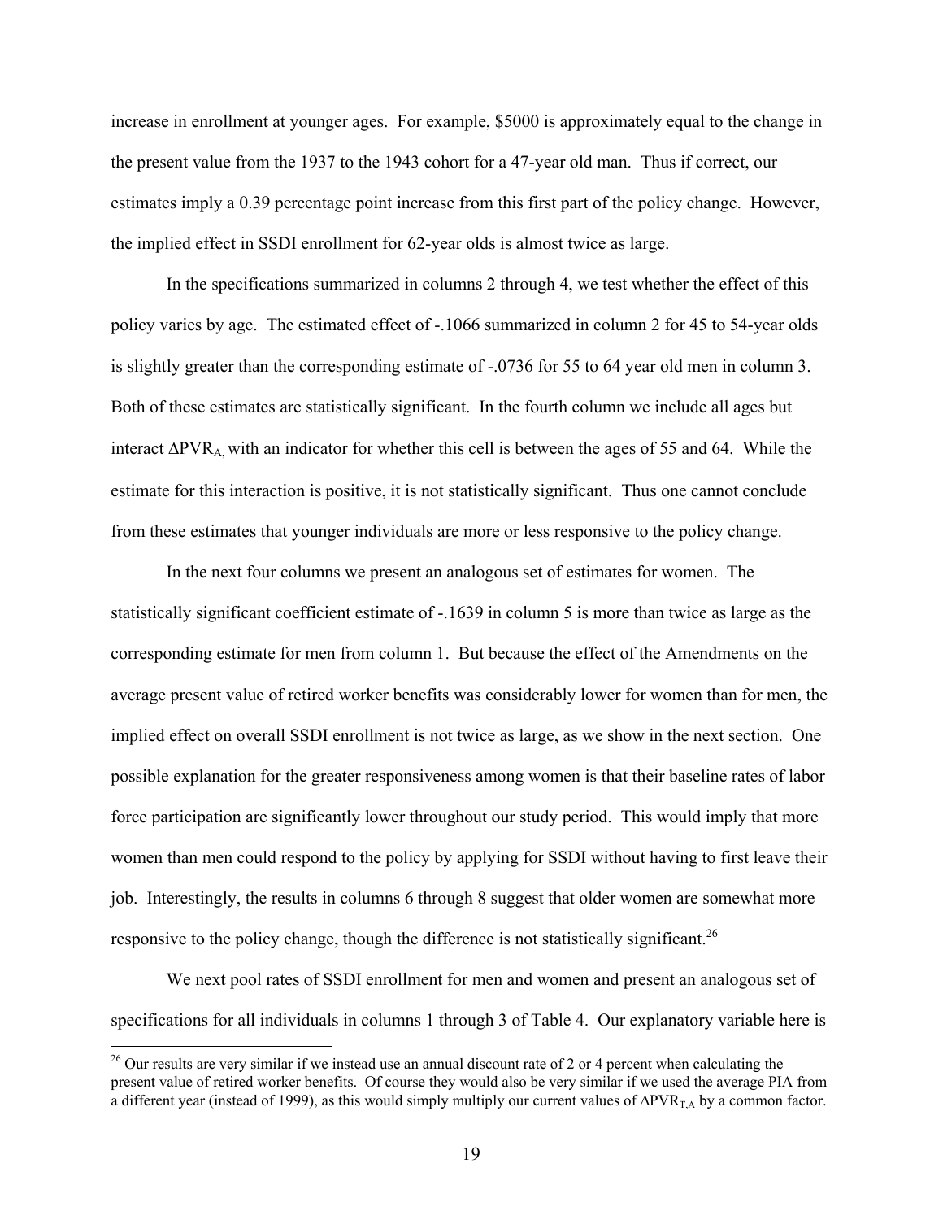increase in enrollment at younger ages. For example, \$5000 is approximately equal to the change in the present value from the 1937 to the 1943 cohort for a 47-year old man. Thus if correct, our estimates imply a 0.39 percentage point increase from this first part of the policy change. However, the implied effect in SSDI enrollment for 62-year olds is almost twice as large.

In the specifications summarized in columns 2 through 4, we test whether the effect of this policy varies by age. The estimated effect of -.1066 summarized in column 2 for 45 to 54-year olds is slightly greater than the corresponding estimate of -.0736 for 55 to 64 year old men in column 3. Both of these estimates are statistically significant. In the fourth column we include all ages but interact $\Delta PVR_{A,}$ with an indicator for whether this cell is between the ages of 55 and 64. While the estimate for this interaction is positive, it is not statistically significant. Thus one cannot conclude from these estimates that younger individuals are more or less responsive to the policy change.

In the next four columns we present an analogous set of estimates for women. The statistically significant coefficient estimate of -.1639 in column 5 is more than twice as large as the corresponding estimate for men from column 1. But because the effect of the Amendments on the average present value of retired worker benefits was considerably lower for women than for men, the implied effect on overall SSDI enrollment is not twice as large, as we show in the next section. One possible explanation for the greater responsiveness among women is that their baseline rates of labor force participation are significantly lower throughout our study period. This would imply that more women than men could respond to the policy by applying for SSDI without having to first leave their job. Interestingly, the results in columns 6 through 8 suggest that older women are somewhat more responsive to the policy change, though the difference is not statistically significant.[26]

We next pool rates of SSDI enrollment for men and women and present an analogous set of specifications for all individuals in columns 1 through 3 of Table 4. Our explanatory variable here is

[26] Our results are very similar if we instead use an annual discount rate of 2 or 4 percent when calculating the present value of retired worker benefits. Of course they would also be very similar if we used the average PIA from a different year (instead of 1999), as this would simply multiply our current values of $\Delta PVR_{T,A}$ by a common factor.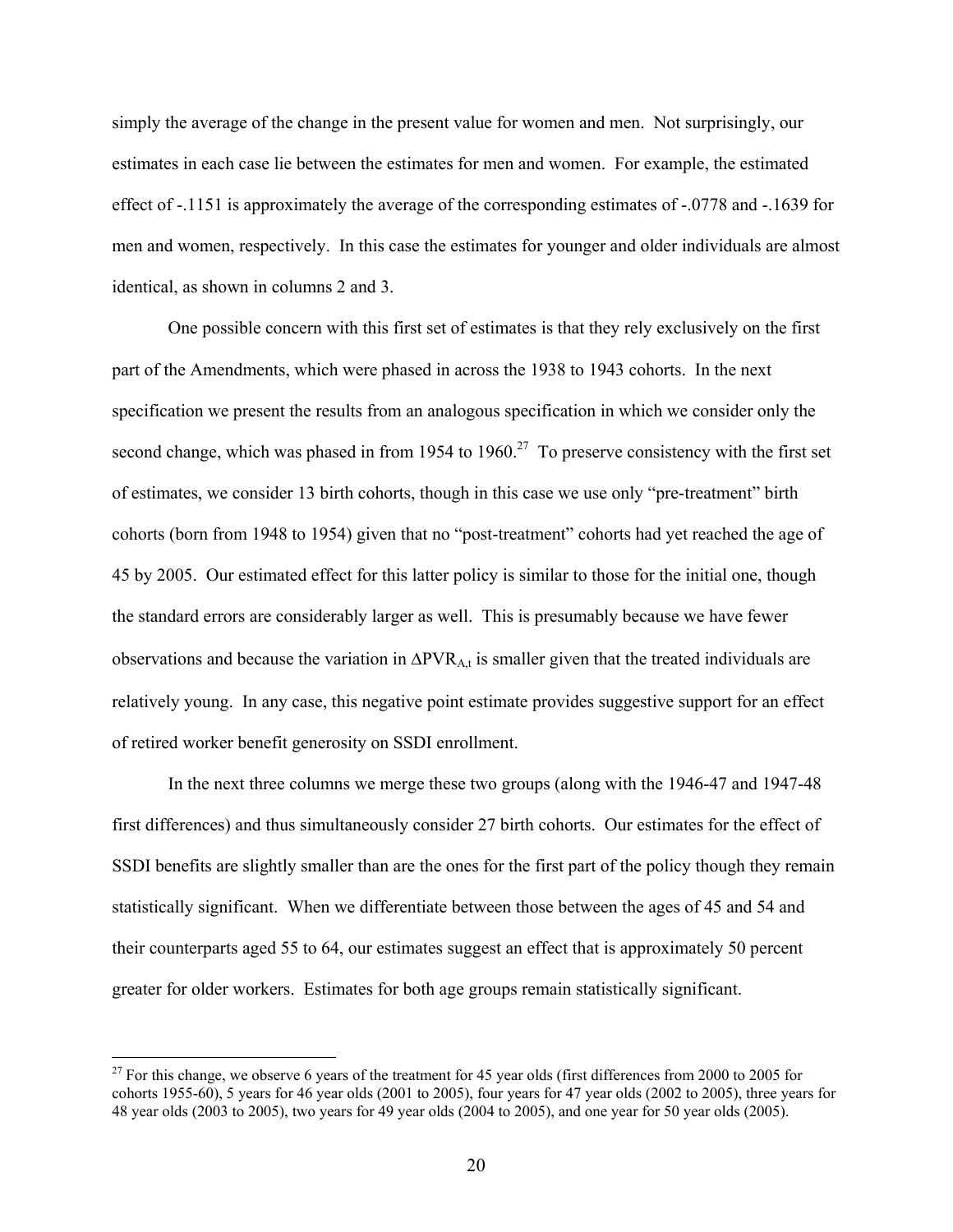simply the average of the change in the present value for women and men. Not surprisingly, our estimates in each case lie between the estimates for men and women. For example, the estimated effect of -.1151 is approximately the average of the corresponding estimates of -.0778 and -.1639 for men and women, respectively. In this case the estimates for younger and older individuals are almost identical, as shown in columns 2 and 3.

One possible concern with this first set of estimates is that they rely exclusively on the first part of the Amendments, which were phased in across the 1938 to 1943 cohorts. In the next specification we present the results from an analogous specification in which we consider only the second change, which was phased in from 1954 to 1960.[27] To preserve consistency with the first set of estimates, we consider 13 birth cohorts, though in this case we use only "pre-treatment" birth cohorts (born from 1948 to 1954) given that no "post-treatment" cohorts had yet reached the age of 45 by 2005. Our estimated effect for this latter policy is similar to those for the initial one, though the standard errors are considerably larger as well. This is presumably because we have fewer observations and because the variation in $\Delta PVR_{A,t}$ is smaller given that the treated individuals are relatively young. In any case, this negative point estimate provides suggestive support for an effect of retired worker benefit generosity on SSDI enrollment.

In the next three columns we merge these two groups (along with the 1946-47 and 1947-48 first differences) and thus simultaneously consider 27 birth cohorts. Our estimates for the effect of SSDI benefits are slightly smaller than are the ones for the first part of the policy though they remain statistically significant. When we differentiate between those between the ages of 45 and 54 and their counterparts aged 55 to 64, our estimates suggest an effect that is approximately 50 percent greater for older workers. Estimates for both age groups remain statistically significant.

---

[27] For this change, we observe 6 years of the treatment for 45 year olds (first differences from 2000 to 2005 for cohorts 1955-60), 5 years for 46 year olds (2001 to 2005), four years for 47 year olds (2002 to 2005), three years for 48 year olds (2003 to 2005), two years for 49 year olds (2004 to 2005), and one year for 50 year olds (2005).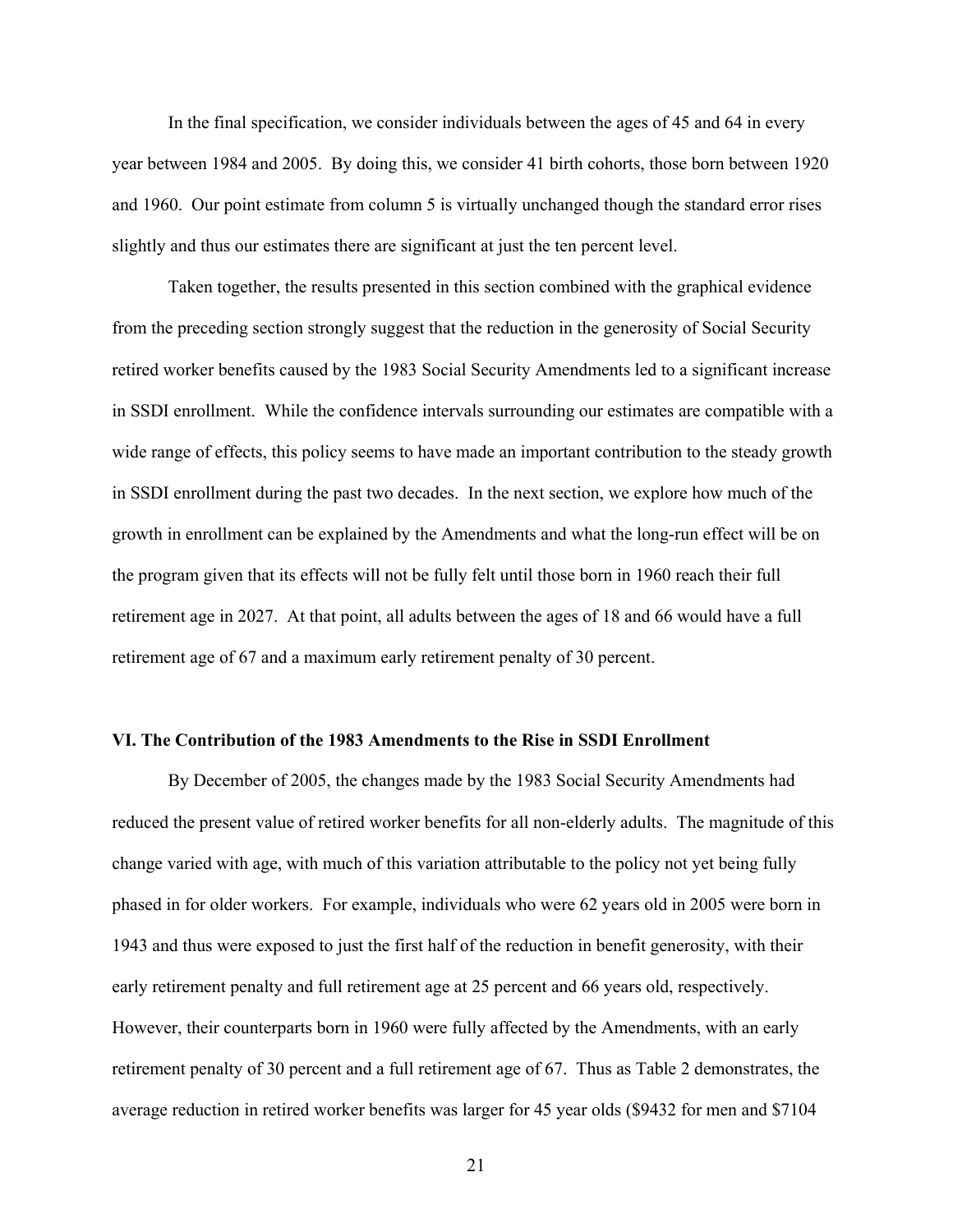In the final specification, we consider individuals between the ages of 45 and 64 in every year between 1984 and 2005. By doing this, we consider 41 birth cohorts, those born between 1920 and 1960. Our point estimate from column 5 is virtually unchanged though the standard error rises slightly and thus our estimates there are significant at just the ten percent level.

Taken together, the results presented in this section combined with the graphical evidence from the preceding section strongly suggest that the reduction in the generosity of Social Security retired worker benefits caused by the 1983 Social Security Amendments led to a significant increase in SSDI enrollment. While the confidence intervals surrounding our estimates are compatible with a wide range of effects, this policy seems to have made an important contribution to the steady growth in SSDI enrollment during the past two decades. In the next section, we explore how much of the growth in enrollment can be explained by the Amendments and what the long-run effect will be on the program given that its effects will not be fully felt until those born in 1960 reach their full retirement age in 2027. At that point, all adults between the ages of 18 and 66 would have a full retirement age of 67 and a maximum early retirement penalty of 30 percent.

## VI. The Contribution of the 1983 Amendments to the Rise in SSDI Enrollment

By December of 2005, the changes made by the 1983 Social Security Amendments had reduced the present value of retired worker benefits for all non-elderly adults. The magnitude of this change varied with age, with much of this variation attributable to the policy not yet being fully phased in for older workers. For example, individuals who were 62 years old in 2005 were born in 1943 and thus were exposed to just the first half of the reduction in benefit generosity, with their early retirement penalty and full retirement age at 25 percent and 66 years old, respectively. However, their counterparts born in 1960 were fully affected by the Amendments, with an early retirement penalty of 30 percent and a full retirement age of 67. Thus as Table 2 demonstrates, the average reduction in retired worker benefits was larger for 45 year olds ($9432 for men and $7104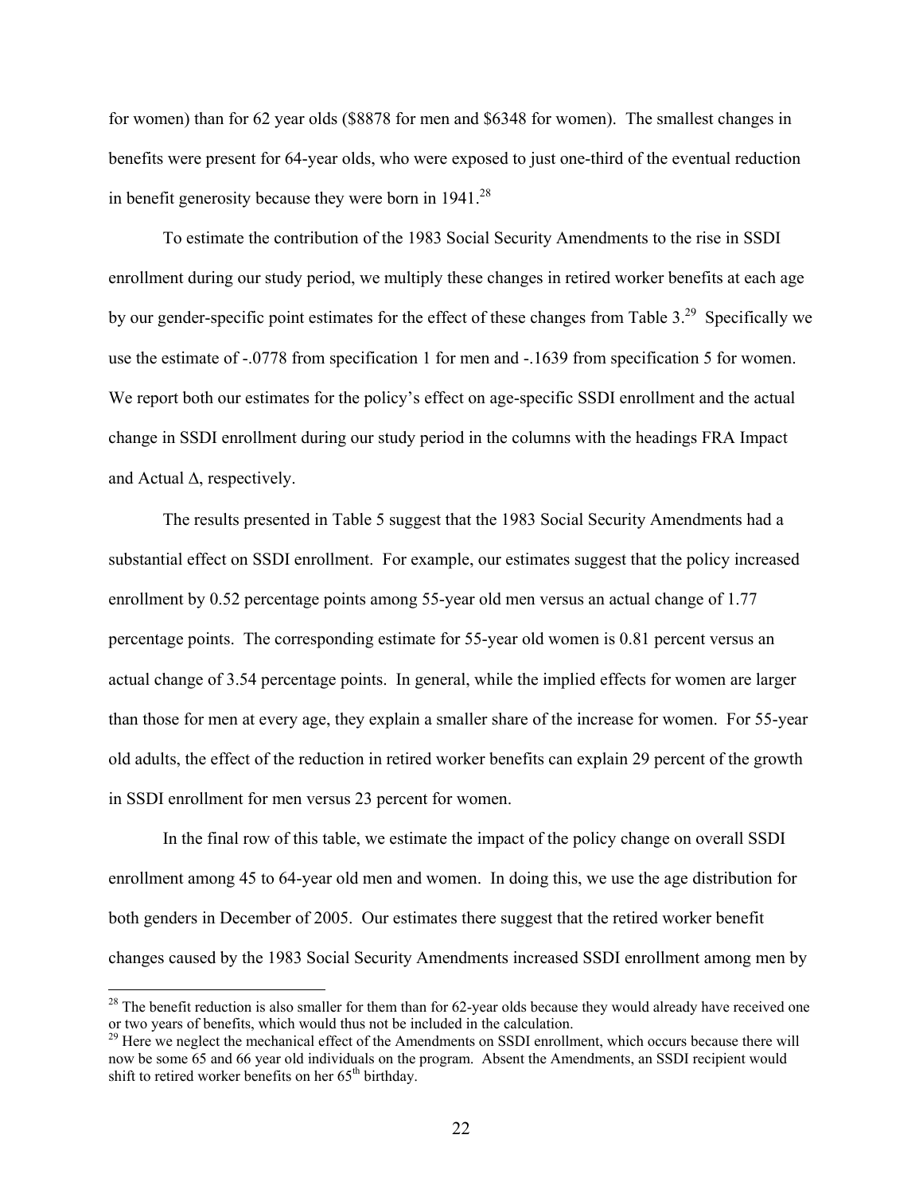for women) than for 62 year olds ($8878 for men and $6348 for women). The smallest changes in benefits were present for 64-year olds, who were exposed to just one-third of the eventual reduction in benefit generosity because they were born in 1941.[28]

To estimate the contribution of the 1983 Social Security Amendments to the rise in SSDI enrollment during our study period, we multiply these changes in retired worker benefits at each age by our gender-specific point estimates for the effect of these changes from Table 3.[29] Specifically we use the estimate of -.0778 from specification 1 for men and -.1639 from specification 5 for women. We report both our estimates for the policy's effect on age-specific SSDI enrollment and the actual change in SSDI enrollment during our study period in the columns with the headings FRA Impact and Actual Δ, respectively.

The results presented in Table 5 suggest that the 1983 Social Security Amendments had a substantial effect on SSDI enrollment. For example, our estimates suggest that the policy increased enrollment by 0.52 percentage points among 55-year old men versus an actual change of 1.77 percentage points. The corresponding estimate for 55-year old women is 0.81 percent versus an actual change of 3.54 percentage points. In general, while the implied effects for women are larger than those for men at every age, they explain a smaller share of the increase for women. For 55-year old adults, the effect of the reduction in retired worker benefits can explain 29 percent of the growth in SSDI enrollment for men versus 23 percent for women.

In the final row of this table, we estimate the impact of the policy change on overall SSDI enrollment among 45 to 64-year old men and women. In doing this, we use the age distribution for both genders in December of 2005. Our estimates there suggest that the retired worker benefit changes caused by the 1983 Social Security Amendments increased SSDI enrollment among men by

[28] The benefit reduction is also smaller for them than for 62-year olds because they would already have received one or two years of benefits, which would thus not be included in the calculation.

[29] Here we neglect the mechanical effect of the Amendments on SSDI enrollment, which occurs because there will now be some 65 and 66 year old individuals on the program. Absent the Amendments, an SSDI recipient would shift to retired worker benefits on her 65th birthday.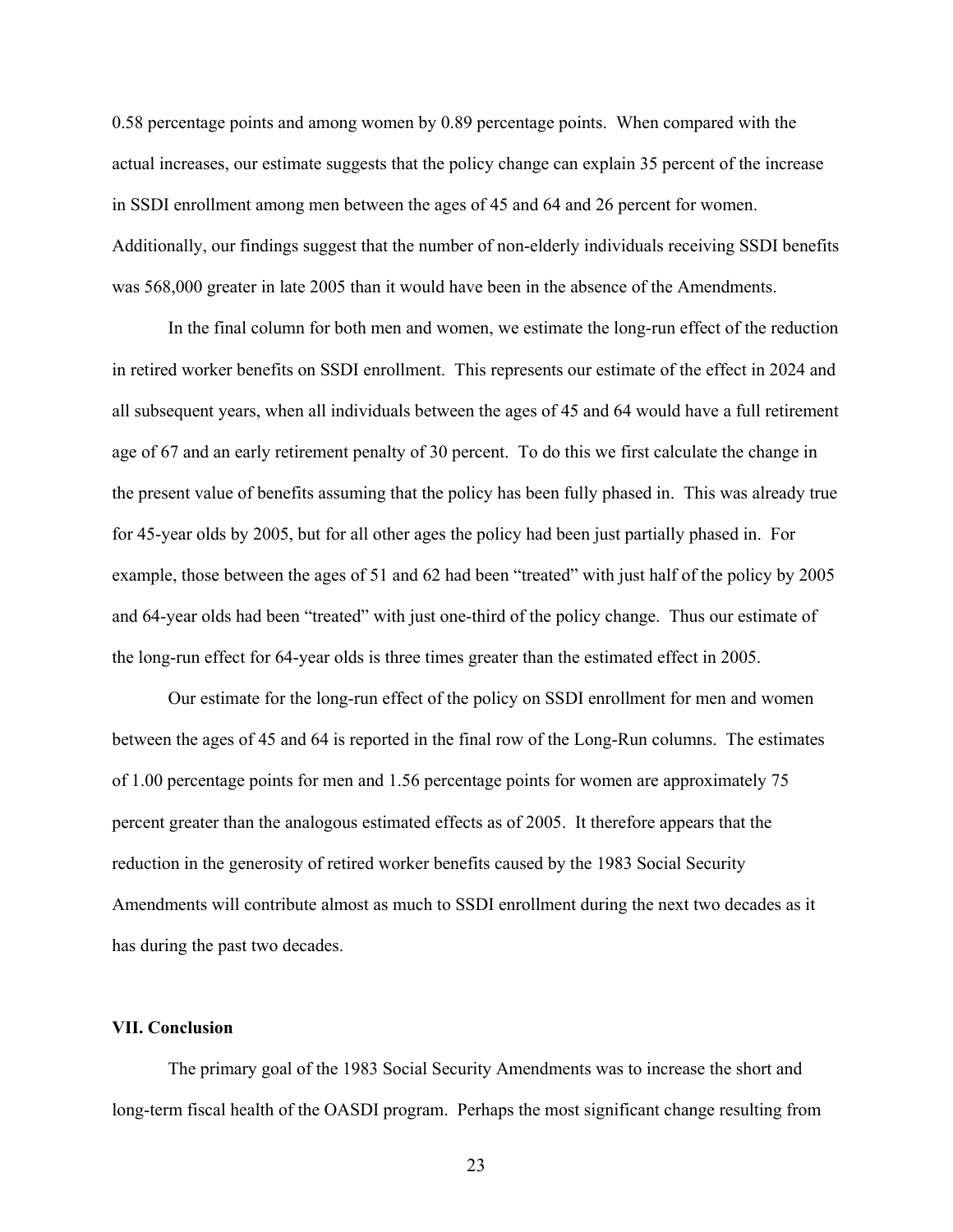0.58 percentage points and among women by 0.89 percentage points. When compared with the actual increases, our estimate suggests that the policy change can explain 35 percent of the increase in SSDI enrollment among men between the ages of 45 and 64 and 26 percent for women. Additionally, our findings suggest that the number of non-elderly individuals receiving SSDI benefits was 568,000 greater in late 2005 than it would have been in the absence of the Amendments.

In the final column for both men and women, we estimate the long-run effect of the reduction in retired worker benefits on SSDI enrollment. This represents our estimate of the effect in 2024 and all subsequent years, when all individuals between the ages of 45 and 64 would have a full retirement age of 67 and an early retirement penalty of 30 percent. To do this we first calculate the change in the present value of benefits assuming that the policy has been fully phased in. This was already true for 45-year olds by 2005, but for all other ages the policy had been just partially phased in. For example, those between the ages of 51 and 62 had been "treated" with just half of the policy by 2005 and 64-year olds had been "treated" with just one-third of the policy change. Thus our estimate of the long-run effect for 64-year olds is three times greater than the estimated effect in 2005.

Our estimate for the long-run effect of the policy on SSDI enrollment for men and women between the ages of 45 and 64 is reported in the final row of the Long-Run columns. The estimates of 1.00 percentage points for men and 1.56 percentage points for women are approximately 75 percent greater than the analogous estimated effects as of 2005. It therefore appears that the reduction in the generosity of retired worker benefits caused by the 1983 Social Security Amendments will contribute almost as much to SSDI enrollment during the next two decades as it has during the past two decades.

### VII. Conclusion

The primary goal of the 1983 Social Security Amendments was to increase the short and long-term fiscal health of the OASDI program. Perhaps the most significant change resulting from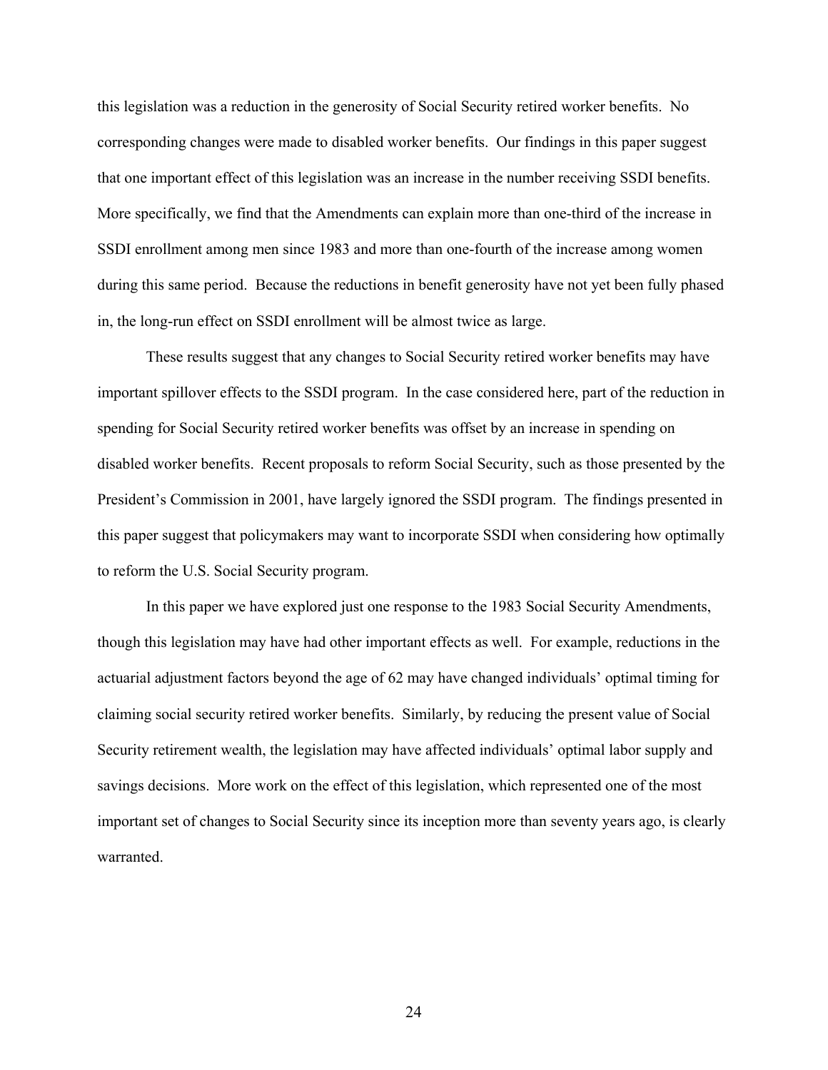this legislation was a reduction in the generosity of Social Security retired worker benefits. No corresponding changes were made to disabled worker benefits. Our findings in this paper suggest that one important effect of this legislation was an increase in the number receiving SSDI benefits. More specifically, we find that the Amendments can explain more than one-third of the increase in SSDI enrollment among men since 1983 and more than one-fourth of the increase among women during this same period. Because the reductions in benefit generosity have not yet been fully phased in, the long-run effect on SSDI enrollment will be almost twice as large.

These results suggest that any changes to Social Security retired worker benefits may have important spillover effects to the SSDI program. In the case considered here, part of the reduction in spending for Social Security retired worker benefits was offset by an increase in spending on disabled worker benefits. Recent proposals to reform Social Security, such as those presented by the President's Commission in 2001, have largely ignored the SSDI program. The findings presented in this paper suggest that policymakers may want to incorporate SSDI when considering how optimally to reform the U.S. Social Security program.

In this paper we have explored just one response to the 1983 Social Security Amendments, though this legislation may have had other important effects as well. For example, reductions in the actuarial adjustment factors beyond the age of 62 may have changed individuals' optimal timing for claiming social security retired worker benefits. Similarly, by reducing the present value of Social Security retirement wealth, the legislation may have affected individuals' optimal labor supply and savings decisions. More work on the effect of this legislation, which represented one of the most important set of changes to Social Security since its inception more than seventy years ago, is clearly warranted.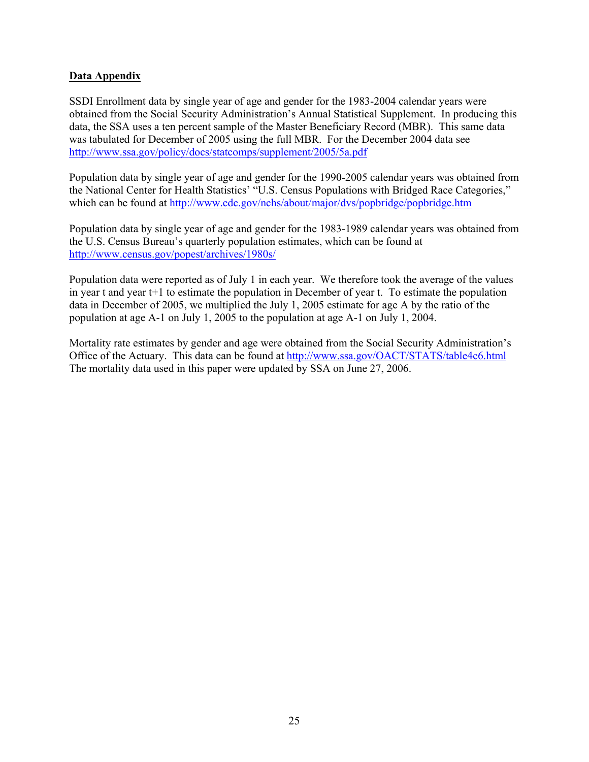## Data Appendix

SSDI Enrollment data by single year of age and gender for the 1983-2004 calendar years were obtained from the Social Security Administration's Annual Statistical Supplement. In producing this data, the SSA uses a ten percent sample of the Master Beneficiary Record (MBR). This same data was tabulated for December of 2005 using the full MBR. For the December 2004 data see http://www.ssa.gov/policy/docs/statcomps/supplement/2005/5a.pdf

Population data by single year of age and gender for the 1990-2005 calendar years was obtained from the National Center for Health Statistics' "U.S. Census Populations with Bridged Race Categories," which can be found at http://www.cdc.gov/nchs/about/major/dvs/popbridge/popbridge.htm

Population data by single year of age and gender for the 1983-1989 calendar years was obtained from the U.S. Census Bureau's quarterly population estimates, which can be found at http://www.census.gov/popest/archives/1980s/

Population data were reported as of July 1 in each year. We therefore took the average of the values in year t and year t+1 to estimate the population in December of year t. To estimate the population data in December of 2005, we multiplied the July 1, 2005 estimate for age A by the ratio of the population at age A-1 on July 1, 2005 to the population at age A-1 on July 1, 2004.

Mortality rate estimates by gender and age were obtained from the Social Security Administration's Office of the Actuary. This data can be found at http://www.ssa.gov/OACT/STATS/table4c6.html The mortality data used in this paper were updated by SSA on June 27, 2006.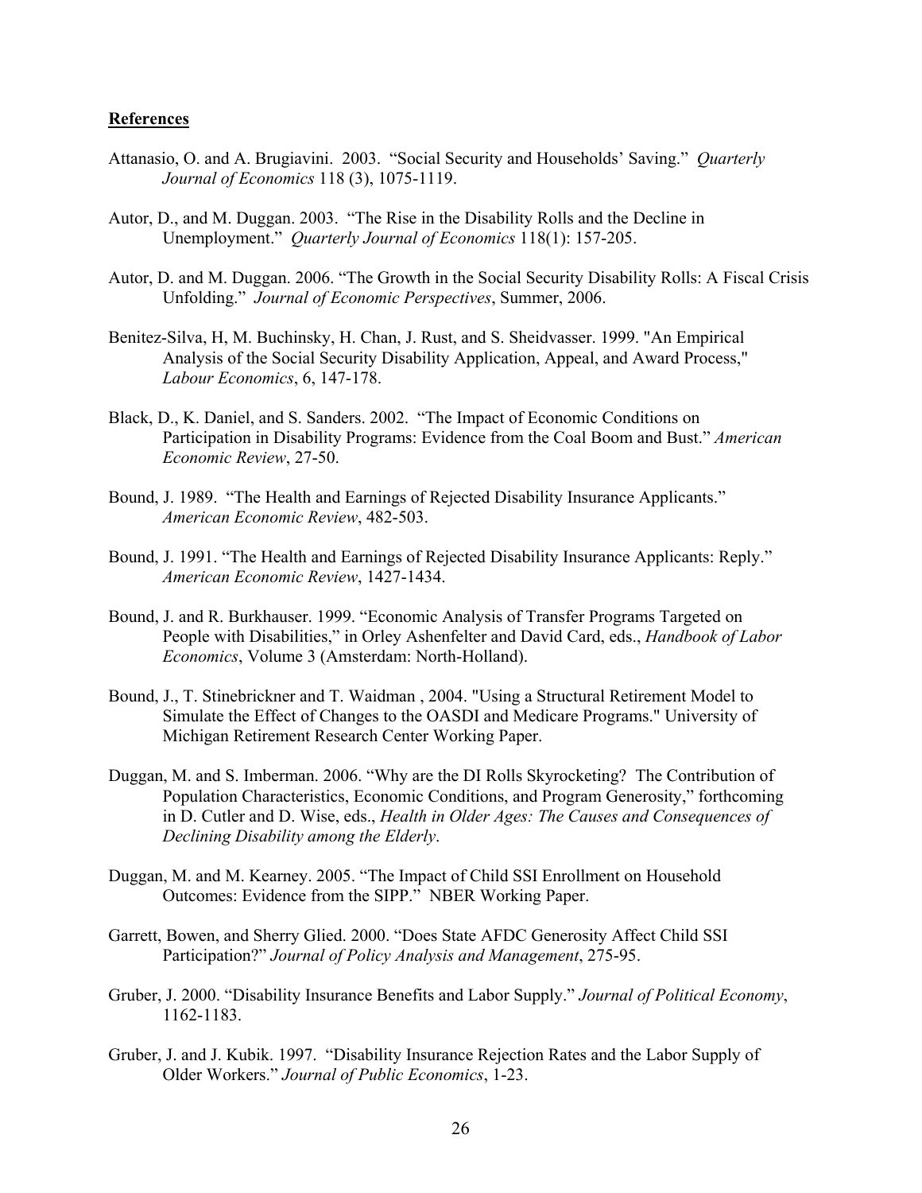**References**

Attanasio, O. and A. Brugiavini. 2003. "Social Security and Households' Saving." *Quarterly Journal of Economics* 118 (3), 1075-1119.

Autor, D., and M. Duggan. 2003. "The Rise in the Disability Rolls and the Decline in Unemployment." *Quarterly Journal of Economics* 118(1): 157-205.

Autor, D. and M. Duggan. 2006. "The Growth in the Social Security Disability Rolls: A Fiscal Crisis Unfolding." *Journal of Economic Perspectives*, Summer, 2006.

Benitez-Silva, H, M. Buchinsky, H. Chan, J. Rust, and S. Sheidvasser. 1999. "An Empirical Analysis of the Social Security Disability Application, Appeal, and Award Process," *Labour Economics*, 6, 147-178.

Black, D., K. Daniel, and S. Sanders. 2002. "The Impact of Economic Conditions on Participation in Disability Programs: Evidence from the Coal Boom and Bust." *American Economic Review*, 27-50.

Bound, J. 1989. "The Health and Earnings of Rejected Disability Insurance Applicants." *American Economic Review*, 482-503.

Bound, J. 1991. "The Health and Earnings of Rejected Disability Insurance Applicants: Reply." *American Economic Review*, 1427-1434.

Bound, J. and R. Burkhauser. 1999. "Economic Analysis of Transfer Programs Targeted on People with Disabilities," in Orley Ashenfelter and David Card, eds., *Handbook of Labor Economics*, Volume 3 (Amsterdam: North-Holland).

Bound, J., T. Stinebrickner and T. Waidman , 2004. "Using a Structural Retirement Model to Simulate the Effect of Changes to the OASDI and Medicare Programs." University of Michigan Retirement Research Center Working Paper.

Duggan, M. and S. Imberman. 2006. "Why are the DI Rolls Skyrocketing? The Contribution of Population Characteristics, Economic Conditions, and Program Generosity," forthcoming in D. Cutler and D. Wise, eds., *Health in Older Ages: The Causes and Consequences of Declining Disability among the Elderly*.

Duggan, M. and M. Kearney. 2005. "The Impact of Child SSI Enrollment on Household Outcomes: Evidence from the SIPP." NBER Working Paper.

Garrett, Bowen, and Sherry Glied. 2000. "Does State AFDC Generosity Affect Child SSI Participation?" *Journal of Policy Analysis and Management*, 275-95.

Gruber, J. 2000. "Disability Insurance Benefits and Labor Supply." *Journal of Political Economy*, 1162-1183.

Gruber, J. and J. Kubik. 1997. "Disability Insurance Rejection Rates and the Labor Supply of Older Workers." *Journal of Public Economics*, 1-23.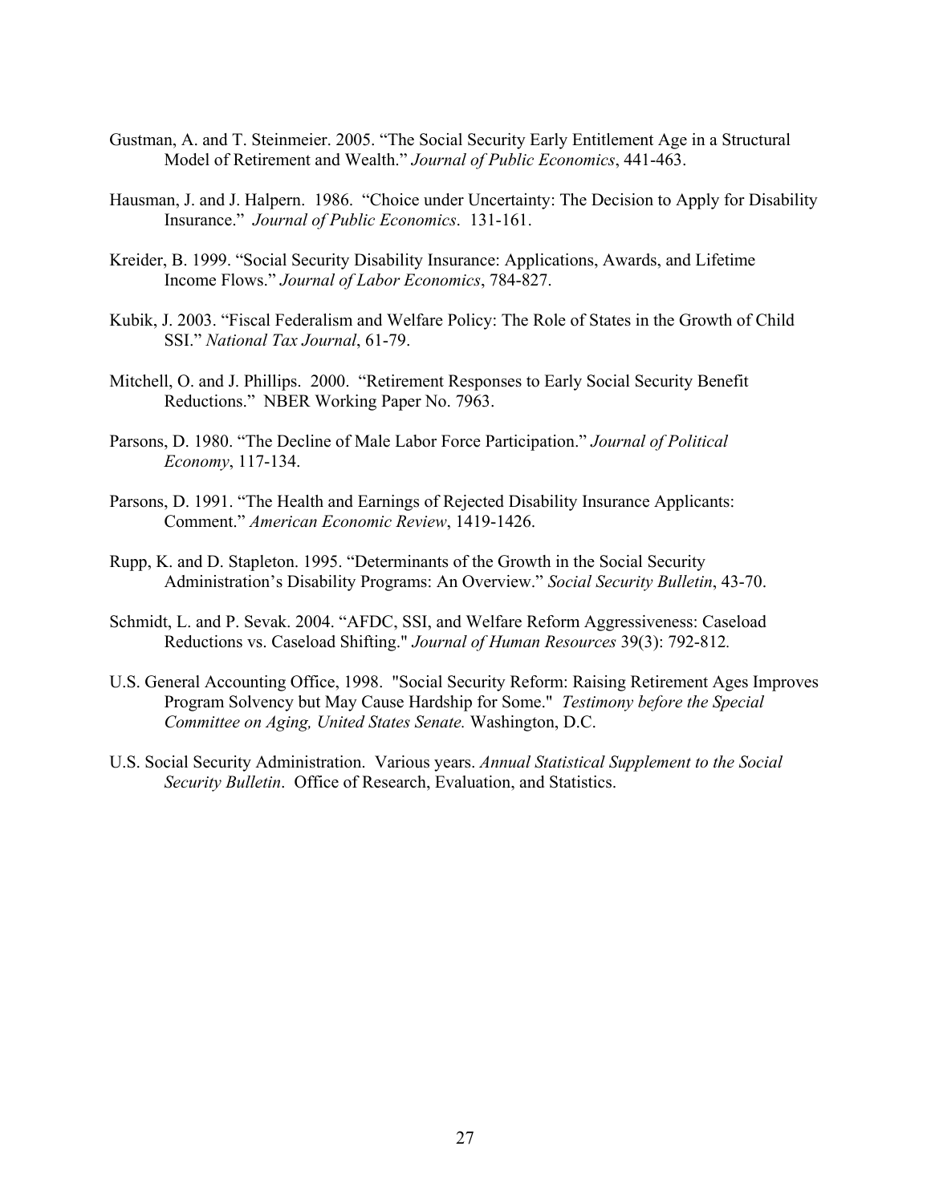Gustman, A. and T. Steinmeier. 2005. "The Social Security Early Entitlement Age in a Structural Model of Retirement and Wealth." *Journal of Public Economics*, 441-463.

Hausman, J. and J. Halpern. 1986. "Choice under Uncertainty: The Decision to Apply for Disability Insurance." *Journal of Public Economics*. 131-161.

Kreider, B. 1999. "Social Security Disability Insurance: Applications, Awards, and Lifetime Income Flows." *Journal of Labor Economics*, 784-827.

Kubik, J. 2003. "Fiscal Federalism and Welfare Policy: The Role of States in the Growth of Child SSI." *National Tax Journal*, 61-79.

Mitchell, O. and J. Phillips. 2000. "Retirement Responses to Early Social Security Benefit Reductions." NBER Working Paper No. 7963.

Parsons, D. 1980. "The Decline of Male Labor Force Participation." *Journal of Political Economy*, 117-134.

Parsons, D. 1991. "The Health and Earnings of Rejected Disability Insurance Applicants: Comment." *American Economic Review*, 1419-1426.

Rupp, K. and D. Stapleton. 1995. "Determinants of the Growth in the Social Security Administration's Disability Programs: An Overview." *Social Security Bulletin*, 43-70.

Schmidt, L. and P. Sevak. 2004. "AFDC, SSI, and Welfare Reform Aggressiveness: Caseload Reductions vs. Caseload Shifting." *Journal of Human Resources* 39(3): 792-812.

U.S. General Accounting Office, 1998. "Social Security Reform: Raising Retirement Ages Improves Program Solvency but May Cause Hardship for Some." *Testimony before the Special Committee on Aging, United States Senate.* Washington, D.C.

U.S. Social Security Administration. Various years. *Annual Statistical Supplement to the Social Security Bulletin*. Office of Research, Evaluation, and Statistics.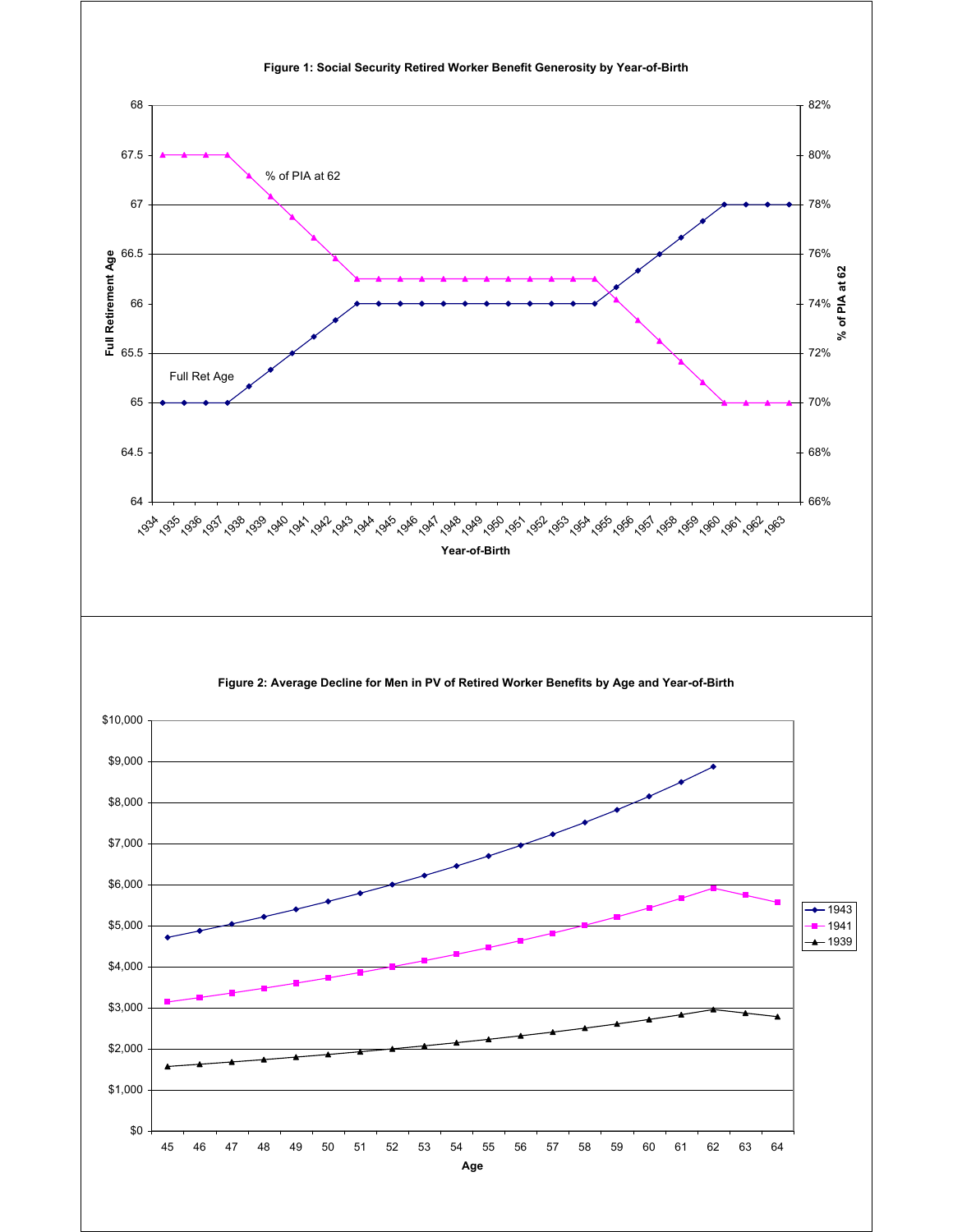**Figure 1: Social Security Retired Worker Benefit Generosity by Year-of-Birth**

**Figure 2: Average Decline for Men in PV of Retired Worker Benefits by Age and Year-of-Birth**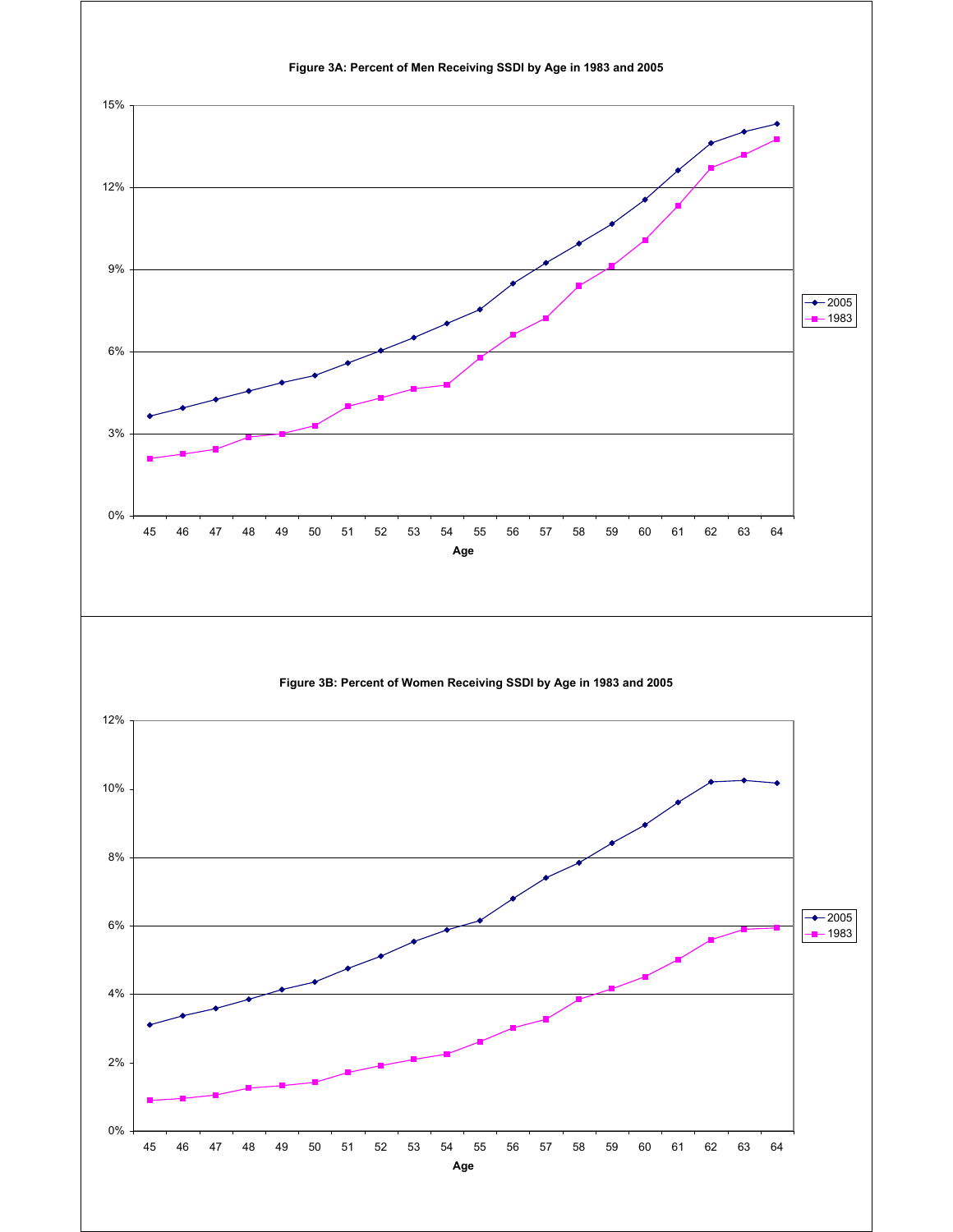**Figure 3A: Percent of Men Receiving SSDI by Age in 1983 and 2005**

**Figure 3B: Percent of Women Receiving SSDI by Age in 1983 and 2005**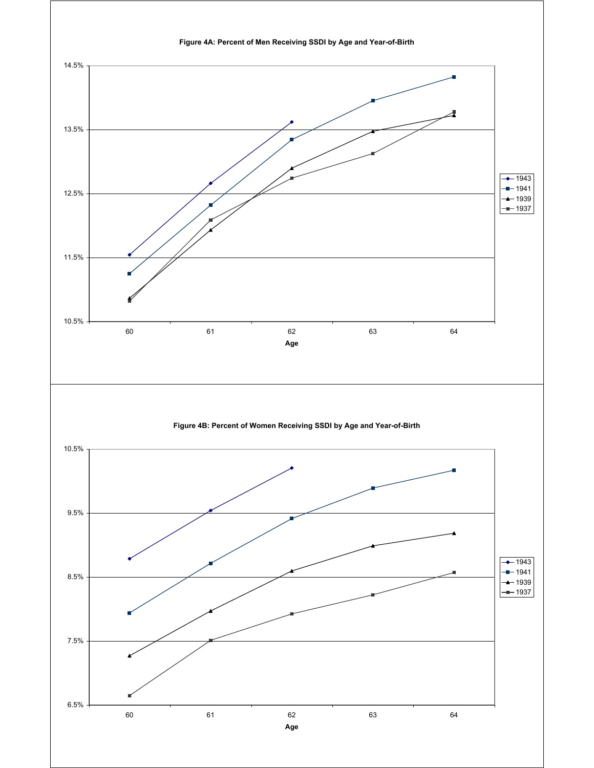**Figure 4A: Percent of Men Receiving SSDI by Age and Year-of-Birth**

**Figure 4B: Percent of Women Receiving SSDI by Age and Year-of-Birth**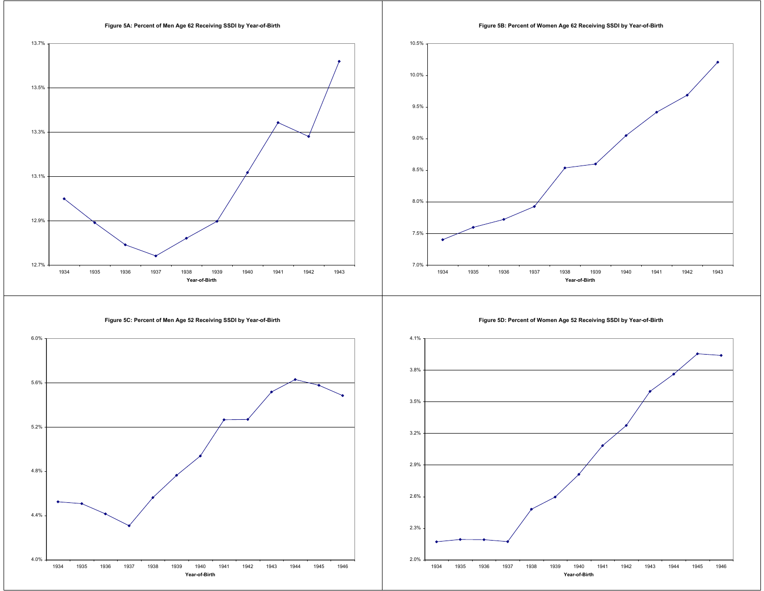**Figure 5A: Percent of Men Age 62 Receiving SSDI by Year-of-Birth**

**Figure 5B: Percent of Women Age 62 Receiving SSDI by Year-of-Birth**

**Figure 5C: Percent of Men Age 52 Receiving SSDI by Year-of-Birth**

**Figure 5D: Percent of Women Age 52 Receiving SSDI by Year-of-Birth**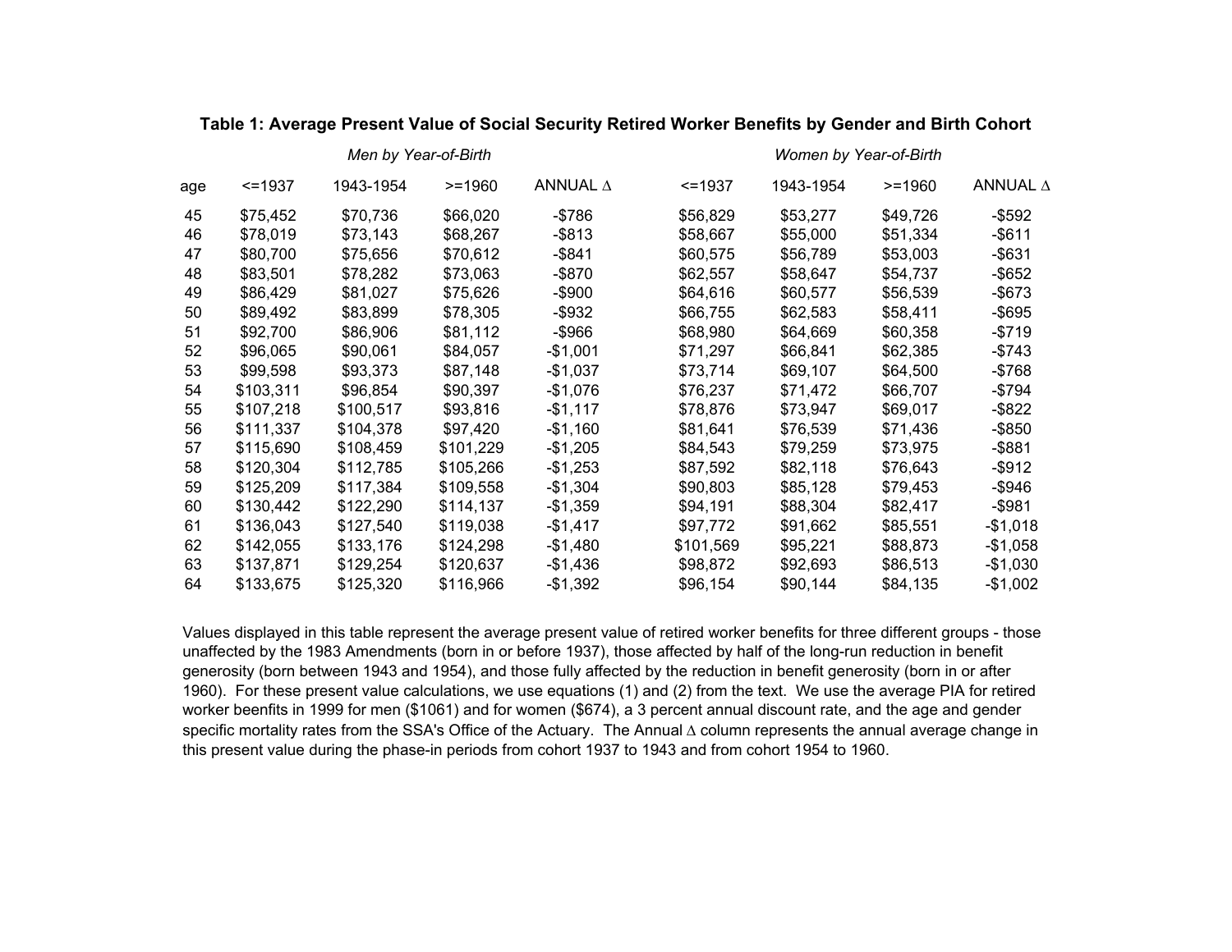**Table 1: Average Present Value of Social Security Retired Worker Benefits by Gender and Birth Cohort**

| | *Men by Year-of-Birth* | | | | *Women by Year-of-Birth* | | | |
|---|---|---|---|---|---|---|---|---|
| age | <=1937 | 1943-1954 | >=1960 | ANNUAL Δ | <=1937 | 1943-1954 | >=1960 | ANNUAL Δ |
| 45 | $75,452 | $70,736 | $66,020 | -$786 | $56,829 | $53,277 | $49,726 | -$592 |
| 46 | $78,019 | $73,143 | $68,267 | -$813 | $58,667 | $55,000 | $51,334 | -$611 |
| 47 | $80,700 | $75,656 | $70,612 | -$841 | $60,575 | $56,789 | $53,003 | -$631 |
| 48 | $83,501 | $78,282 | $73,063 | -$870 | $62,557 | $58,647 | $54,737 | -$652 |
| 49 | $86,429 | $81,027 | $75,626 | -$900 | $64,616 | $60,577 | $56,539 | -$673 |
| 50 | $89,492 | $83,899 | $78,305 | -$932 | $66,755 | $62,583 | $58,411 | -$695 |
| 51 | $92,700 | $86,906 | $81,112 | -$966 | $68,980 | $64,669 | $60,358 | -$719 |
| 52 | $96,065 | $90,061 | $84,057 | -$1,001 | $71,297 | $66,841 | $62,385 | -$743 |
| 53 | $99,598 | $93,373 | $87,148 | -$1,037 | $73,714 | $69,107 | $64,500 | -$768 |
| 54 | $103,311 | $96,854 | $90,397 | -$1,076 | $76,237 | $71,472 | $66,707 | -$794 |
| 55 | $107,218 | $100,517 | $93,816 | -$1,117 | $78,876 | $73,947 | $69,017 | -$822 |
| 56 | $111,337 | $104,378 | $97,420 | -$1,160 | $81,641 | $76,539 | $71,436 | -$850 |
| 57 | $115,690 | $108,459 | $101,229 | -$1,205 | $84,543 | $79,259 | $73,975 | -$881 |
| 58 | $120,304 | $112,785 | $105,266 | -$1,253 | $87,592 | $82,118 | $76,643 | -$912 |
| 59 | $125,209 | $117,384 | $109,558 | -$1,304 | $90,803 | $85,128 | $79,453 | -$946 |
| 60 | $130,442 | $122,290 | $114,137 | -$1,359 | $94,191 | $88,304 | $82,417 | -$981 |
| 61 | $136,043 | $127,540 | $119,038 | -$1,417 | $97,772 | $91,662 | $85,551 | -$1,018 |
| 62 | $142,055 | $133,176 | $124,298 | -$1,480 | $101,569 | $95,221 | $88,873 | -$1,058 |
| 63 | $137,871 | $129,254 | $120,637 | -$1,436 | $98,872 | $92,693 | $86,513 | -$1,030 |
| 64 | $133,675 | $125,320 | $116,966 | -$1,392 | $96,154 | $90,144 | $84,135 | -$1,002 |

Values displayed in this table represent the average present value of retired worker benefits for three different groups - those unaffected by the 1983 Amendments (born in or before 1937), those affected by half of the long-run reduction in benefit generosity (born between 1943 and 1954), and those fully affected by the reduction in benefit generosity (born in or after 1960). For these present value calculations, we use equations (1) and (2) from the text. We use the average PIA for retired worker beenfits in 1999 for men ($1061) and for women ($674), a 3 percent annual discount rate, and the age and gender specific mortality rates from the SSA's Office of the Actuary. The Annual Δ column represents the annual average change in this present value during the phase-in periods from cohort 1937 to 1943 and from cohort 1954 to 1960.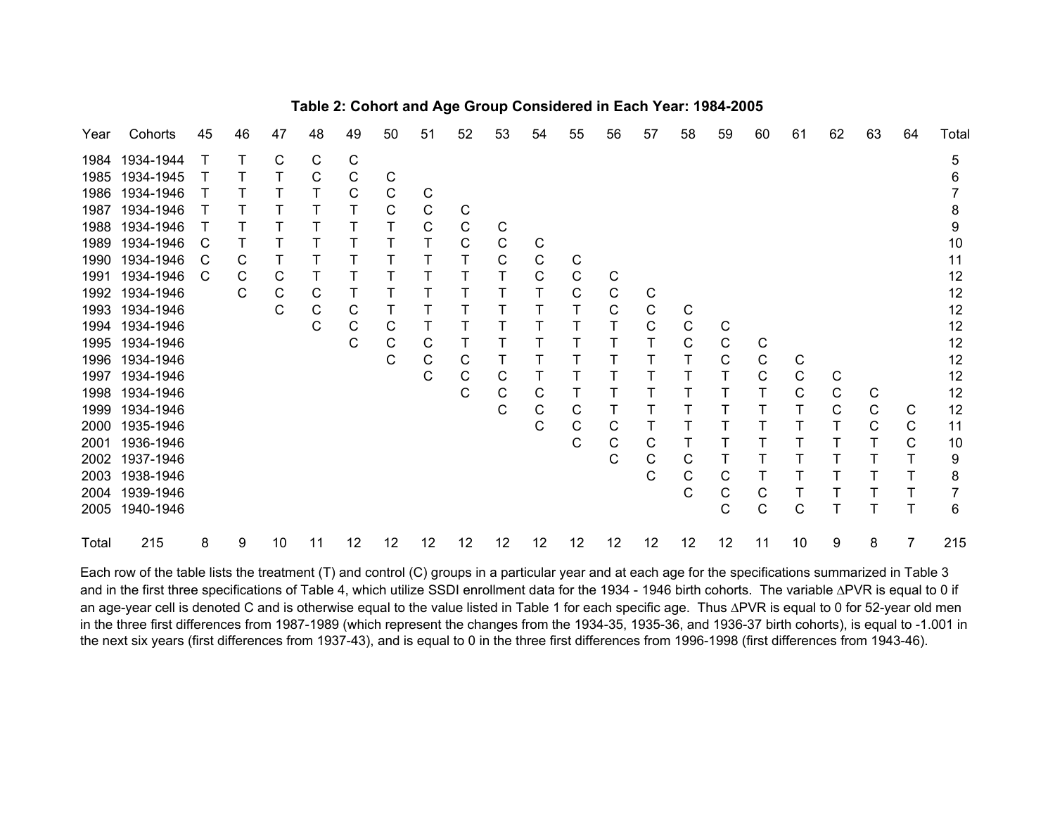**Table 2: Cohort and Age Group Considered in Each Year: 1984-2005**

| Year | Cohorts | 45 | 46 | 47 | 48 | 49 | 50 | 51 | 52 | 53 | 54 | 55 | 56 | 57 | 58 | 59 | 60 | 61 | 62 | 63 | 64 | Total |
|---|---|---|---|---|---|---|---|---|---|---|---|---|---|---|---|---|---|---|---|---|---|---|
| 1984 | 1934-1944 | T | T | C | C | C | | | | | | | | | | | | | | | | 5 |
| 1985 | 1934-1945 | T | T | T | C | C | C | | | | | | | | | | | | | | | 6 |
| 1986 | 1934-1946 | T | T | T | T | C | C | C | | | | | | | | | | | | | | 7 |
| 1987 | 1934-1946 | T | T | T | T | T | C | C | C | | | | | | | | | | | | | 8 |
| 1988 | 1934-1946 | T | T | T | T | T | T | C | C | C | | | | | | | | | | | | 9 |
| 1989 | 1934-1946 | C | T | T | T | T | T | T | C | C | C | | | | | | | | | | | 10 |
| 1990 | 1934-1946 | C | C | T | T | T | T | T | T | C | C | C | | | | | | | | | | 11 |
| 1991 | 1934-1946 | C | C | C | T | T | T | T | T | T | C | C | C | | | | | | | | | 12 |
| 1992 | 1934-1946 | | C | C | C | T | T | T | T | T | T | C | C | C | | | | | | | | 12 |
| 1993 | 1934-1946 | | | C | C | C | T | T | T | T | T | T | C | C | C | | | | | | | 12 |
| 1994 | 1934-1946 | | | | C | C | C | T | T | T | T | T | T | C | C | C | | | | | | 12 |
| 1995 | 1934-1946 | | | | | C | C | C | T | T | T | T | T | T | C | C | C | | | | | 12 |
| 1996 | 1934-1946 | | | | | | C | C | C | T | T | T | T | T | T | C | C | C | | | | 12 |
| 1997 | 1934-1946 | | | | | | | C | C | C | T | T | T | T | T | T | C | C | C | | | 12 |
| 1998 | 1934-1946 | | | | | | | | C | C | C | T | T | T | T | T | T | C | C | C | | 12 |
| 1999 | 1934-1946 | | | | | | | | | C | C | C | T | T | T | T | T | T | C | C | C | 12 |
| 2000 | 1935-1946 | | | | | | | | | | C | C | C | T | T | T | T | T | T | C | C | 11 |
| 2001 | 1936-1946 | | | | | | | | | | | C | C | C | T | T | T | T | T | T | C | 10 |
| 2002 | 1937-1946 | | | | | | | | | | | | C | C | C | T | T | T | T | T | T | 9 |
| 2003 | 1938-1946 | | | | | | | | | | | | | C | C | C | T | T | T | T | T | 8 |
| 2004 | 1939-1946 | | | | | | | | | | | | | | C | C | C | T | T | T | T | 7 |
| 2005 | 1940-1946 | | | | | | | | | | | | | | | C | C | C | T | T | T | 6 |
| Total | 215 | 8 | 9 | 10 | 11 | 12 | 12 | 12 | 12 | 12 | 12 | 12 | 12 | 12 | 12 | 12 | 11 | 10 | 9 | 8 | 7 | 215 |

Each row of the table lists the treatment (T) and control (C) groups in a particular year and at each age for the specifications summarized in Table 3 and in the first three specifications of Table 4, which utilize SSDI enrollment data for the 1934 - 1946 birth cohorts. The variable ∆PVR is equal to 0 if an age-year cell is denoted C and is otherwise equal to the value listed in Table 1 for each specific age. Thus ∆PVR is equal to 0 for 52-year old men in the three first differences from 1987-1989 (which represent the changes from the 1934-35, 1935-36, and 1936-37 birth cohorts), is equal to -1.001 in the next six years (first differences from 1937-43), and is equal to 0 in the three first differences from 1996-1998 (first differences from 1943-46).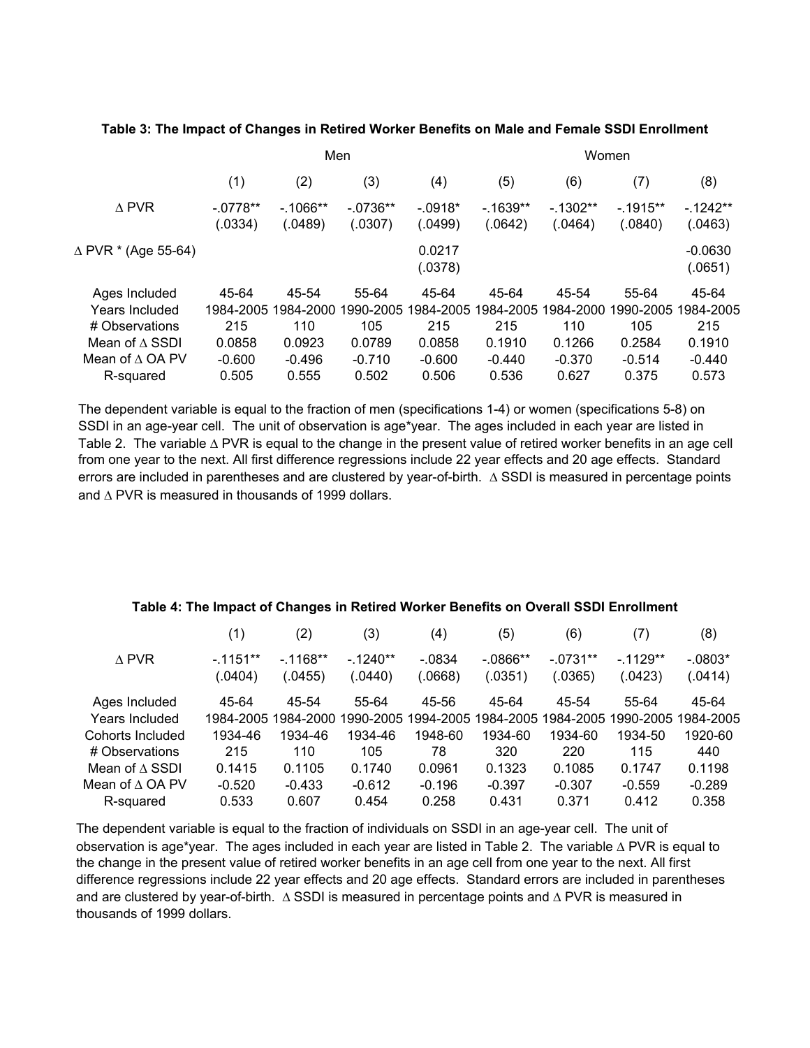**Table 3: The Impact of Changes in Retired Worker Benefits on Male and Female SSDI Enrollment**

| | Men | | | | Women | | | |
|---|---|---|---|---|---|---|---|---|
| | (1) | (2) | (3) | (4) | (5) | (6) | (7) | (8) |
| ∆ PVR | -.0778** | -.1066** | -.0736** | -.0918* | -.1639** | -.1302** | -.1915** | -.1242** |
| | (.0334) | (.0489) | (.0307) | (.0499) | (.0642) | (.0464) | (.0840) | (.0463) |
| ∆ PVR * (Age 55-64) | | | | 0.0217 | | | | -0.0630 |
| | | | | (.0378) | | | | (.0651) |
| Ages Included | 45-64 | 45-54 | 55-64 | 45-64 | 45-64 | 45-54 | 55-64 | 45-64 |
| Years Included | 1984-2005 | 1984-2000 | 1990-2005 | 1984-2005 | 1984-2005 | 1984-2000 | 1990-2005 | 1984-2005 |
| # Observations | 215 | 110 | 105 | 215 | 215 | 110 | 105 | 215 |
| Mean of ∆ SSDI | 0.0858 | 0.0923 | 0.0789 | 0.0858 | 0.1910 | 0.1266 | 0.2584 | 0.1910 |
| Mean of ∆ OA PV | -0.600 | -0.496 | -0.710 | -0.600 | -0.440 | -0.370 | -0.514 | -0.440 |
| R-squared | 0.505 | 0.555 | 0.502 | 0.506 | 0.536 | 0.627 | 0.375 | 0.573 |

The dependent variable is equal to the fraction of men (specifications 1-4) or women (specifications 5-8) on SSDI in an age-year cell. The unit of observation is age*year. The ages included in each year are listed in Table 2. The variable ∆ PVR is equal to the change in the present value of retired worker benefits in an age cell from one year to the next. All first difference regressions include 22 year effects and 20 age effects. Standard errors are included in parentheses and are clustered by year-of-birth. ∆ SSDI is measured in percentage points and ∆ PVR is measured in thousands of 1999 dollars.

**Table 4: The Impact of Changes in Retired Worker Benefits on Overall SSDI Enrollment**

| | (1) | (2) | (3) | (4) | (5) | (6) | (7) | (8) |
|---|---|---|---|---|---|---|---|---|
| ∆ PVR | -.1151** | -.1168** | -.1240** | -.0834 | -.0866** | -.0731** | -.1129** | -.0803* |
| | (.0404) | (.0455) | (.0440) | (.0668) | (.0351) | (.0365) | (.0423) | (.0414) |
| Ages Included | 45-64 | 45-54 | 55-64 | 45-56 | 45-64 | 45-54 | 55-64 | 45-64 |
| Years Included | 1984-2005 | 1984-2000 | 1990-2005 | 1994-2005 | 1984-2005 | 1984-2005 | 1990-2005 | 1984-2005 |
| Cohorts Included | 1934-46 | 1934-46 | 1934-46 | 1948-60 | 1934-60 | 1934-60 | 1934-50 | 1920-60 |
| # Observations | 215 | 110 | 105 | 78 | 320 | 220 | 115 | 440 |
| Mean of ∆ SSDI | 0.1415 | 0.1105 | 0.1740 | 0.0961 | 0.1323 | 0.1085 | 0.1747 | 0.1198 |
| Mean of ∆ OA PV | -0.520 | -0.433 | -0.612 | -0.196 | -0.397 | -0.307 | -0.559 | -0.289 |
| R-squared | 0.533 | 0.607 | 0.454 | 0.258 | 0.431 | 0.371 | 0.412 | 0.358 |

The dependent variable is equal to the fraction of individuals on SSDI in an age-year cell. The unit of observation is age*year. The ages included in each year are listed in Table 2. The variable ∆ PVR is equal to the change in the present value of retired worker benefits in an age cell from one year to the next. All first difference regressions include 22 year effects and 20 age effects. Standard errors are included in parentheses and are clustered by year-of-birth. ∆ SSDI is measured in percentage points and ∆ PVR is measured in thousands of 1999 dollars.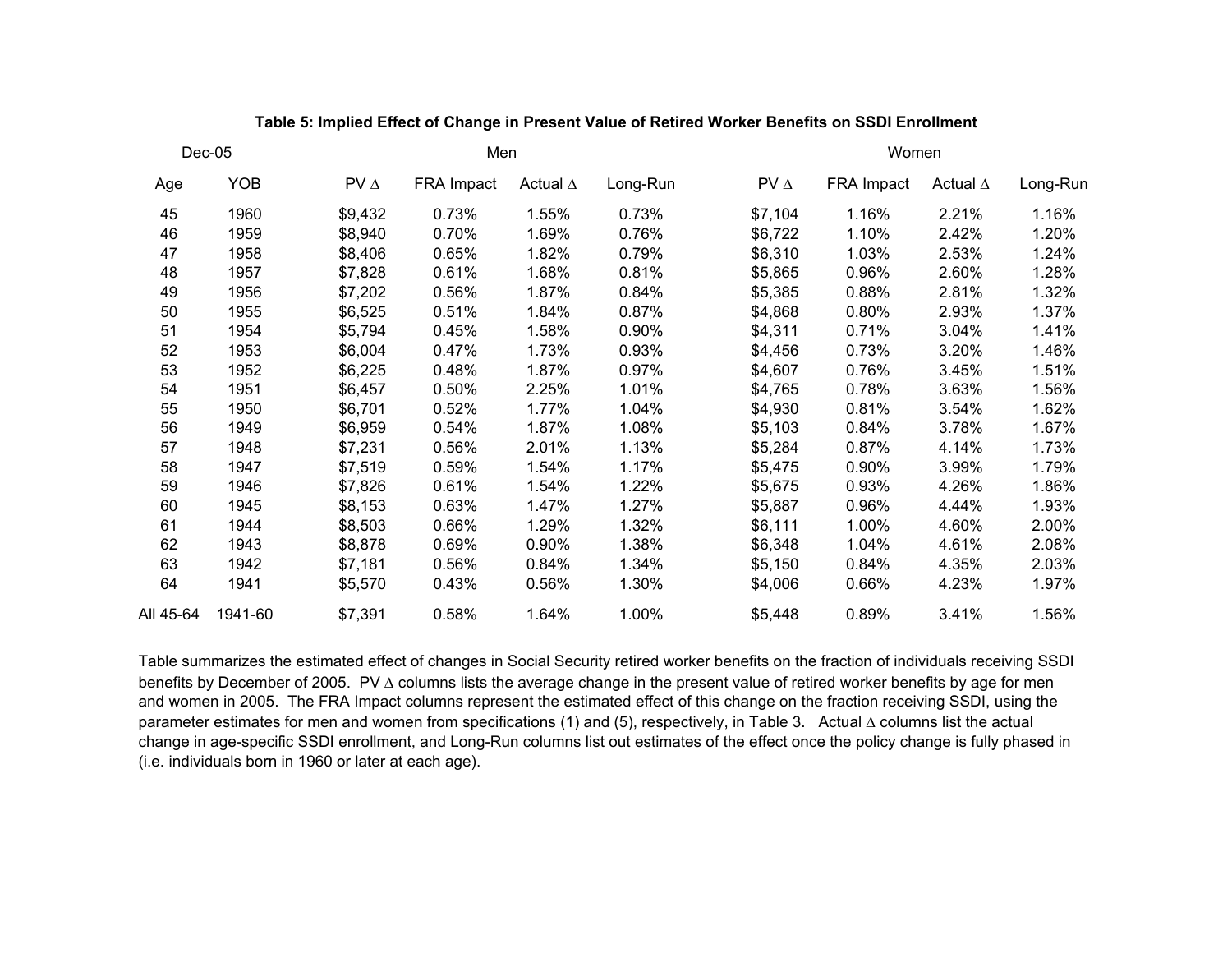**Table 5: Implied Effect of Change in Present Value of Retired Worker Benefits on SSDI Enrollment**

| Dec-05 | | Men | | | | Women | | | |
|---|---|---|---|---|---|---|---|---|---|
| Age | YOB | PV Δ | FRA Impact | Actual Δ | Long-Run | PV Δ | FRA Impact | Actual Δ | Long-Run |
| 45 | 1960 | $9,432 | 0.73% | 1.55% | 0.73% | $7,104 | 1.16% | 2.21% | 1.16% |
| 46 | 1959 | $8,940 | 0.70% | 1.69% | 0.76% | $6,722 | 1.10% | 2.42% | 1.20% |
| 47 | 1958 | $8,406 | 0.65% | 1.82% | 0.79% | $6,310 | 1.03% | 2.53% | 1.24% |
| 48 | 1957 | $7,828 | 0.61% | 1.68% | 0.81% | $5,865 | 0.96% | 2.60% | 1.28% |
| 49 | 1956 | $7,202 | 0.56% | 1.87% | 0.84% | $5,385 | 0.88% | 2.81% | 1.32% |
| 50 | 1955 | $6,525 | 0.51% | 1.84% | 0.87% | $4,868 | 0.80% | 2.93% | 1.37% |
| 51 | 1954 | $5,794 | 0.45% | 1.58% | 0.90% | $4,311 | 0.71% | 3.04% | 1.41% |
| 52 | 1953 | $6,004 | 0.47% | 1.73% | 0.93% | $4,456 | 0.73% | 3.20% | 1.46% |
| 53 | 1952 | $6,225 | 0.48% | 1.87% | 0.97% | $4,607 | 0.76% | 3.45% | 1.51% |
| 54 | 1951 | $6,457 | 0.50% | 2.25% | 1.01% | $4,765 | 0.78% | 3.63% | 1.56% |
| 55 | 1950 | $6,701 | 0.52% | 1.77% | 1.04% | $4,930 | 0.81% | 3.54% | 1.62% |
| 56 | 1949 | $6,959 | 0.54% | 1.87% | 1.08% | $5,103 | 0.84% | 3.78% | 1.67% |
| 57 | 1948 | $7,231 | 0.56% | 2.01% | 1.13% | $5,284 | 0.87% | 4.14% | 1.73% |
| 58 | 1947 | $7,519 | 0.59% | 1.54% | 1.17% | $5,475 | 0.90% | 3.99% | 1.79% |
| 59 | 1946 | $7,826 | 0.61% | 1.54% | 1.22% | $5,675 | 0.93% | 4.26% | 1.86% |
| 60 | 1945 | $8,153 | 0.63% | 1.47% | 1.27% | $5,887 | 0.96% | 4.44% | 1.93% |
| 61 | 1944 | $8,503 | 0.66% | 1.29% | 1.32% | $6,111 | 1.00% | 4.60% | 2.00% |
| 62 | 1943 | $8,878 | 0.69% | 0.90% | 1.38% | $6,348 | 1.04% | 4.61% | 2.08% |
| 63 | 1942 | $7,181 | 0.56% | 0.84% | 1.34% | $5,150 | 0.84% | 4.35% | 2.03% |
| 64 | 1941 | $5,570 | 0.43% | 0.56% | 1.30% | $4,006 | 0.66% | 4.23% | 1.97% |
| All 45-64 | 1941-60 | $7,391 | 0.58% | 1.64% | 1.00% | $5,448 | 0.89% | 3.41% | 1.56% |

Table summarizes the estimated effect of changes in Social Security retired worker benefits on the fraction of individuals receiving SSDI benefits by December of 2005. PV Δ columns lists the average change in the present value of retired worker benefits by age for men and women in 2005. The FRA Impact columns represent the estimated effect of this change on the fraction receiving SSDI, using the parameter estimates for men and women from specifications (1) and (5), respectively, in Table 3. Actual Δ columns list the actual change in age-specific SSDI enrollment, and Long-Run columns list out estimates of the effect once the policy change is fully phased in (i.e. individuals born in 1960 or later at each age).